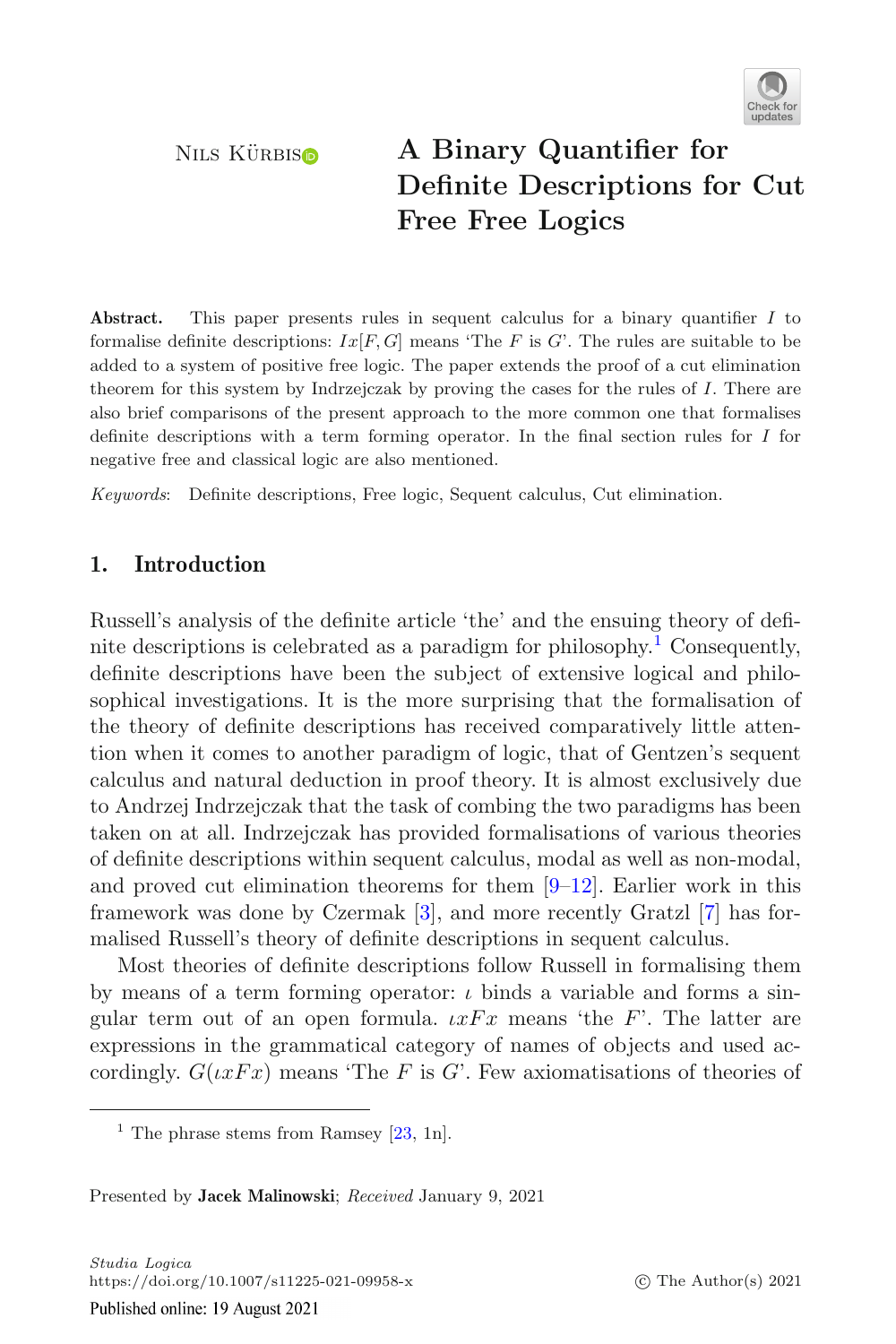Nils Kürbis

# A Binary Quantifier for Definite Descriptions for Cut Free Free Logics

**Abstract.** This paper presents rules in sequent calculus for a binary quantifier $I$ to formalise definite descriptions: $Ix[F, G]$ means 'The $F$ is $G$'. The rules are suitable to be added to a system of positive free logic. The paper extends the proof of a cut elimination theorem for this system by Indrzejczak by proving the cases for the rules of $I$. There are also brief comparisons of the present approach to the more common one that formalises definite descriptions with a term forming operator. In the final section rules for $I$ for negative free and classical logic are also mentioned.

*Keywords*: Definite descriptions, Free logic, Sequent calculus, Cut elimination.

## 1. Introduction

Russell's analysis of the definite article 'the' and the ensuing theory of definite descriptions is celebrated as a paradigm for philosophy.[1] Consequently, definite descriptions have been the subject of extensive logical and philosophical investigations. It is the more surprising that the formalisation of the theory of definite descriptions has received comparatively little attention when it comes to another paradigm of logic, that of Gentzen's sequent calculus and natural deduction in proof theory. It is almost exclusively due to Andrzej Indrzejczak that the task of combing the two paradigms has been taken on at all. Indrzejczak has provided formalisations of various theories of definite descriptions within sequent calculus, modal as well as non-modal, and proved cut elimination theorems for them [9–12]. Earlier work in this framework was done by Czermak [3], and more recently Gratzl [7] has formalised Russell's theory of definite descriptions in sequent calculus.

Most theories of definite descriptions follow Russell in formalising them by means of a term forming operator: $\iota$ binds a variable and forms a singular term out of an open formula. $\iota xFx$ means 'the $F$'. The latter are expressions in the grammatical category of names of objects and used accordingly. $G(\iota xFx)$ means 'The $F$ is $G$'. Few axiomatisations of theories of

[1] The phrase stems from Ramsey [23, 1n].

Presented by **Jacek Malinowski**; *Received* January 9, 2021

*Studia Logica*
https://doi.org/10.1007/s11225-021-09958-x

© The Author(s) 2021

Published online: 19 August 2021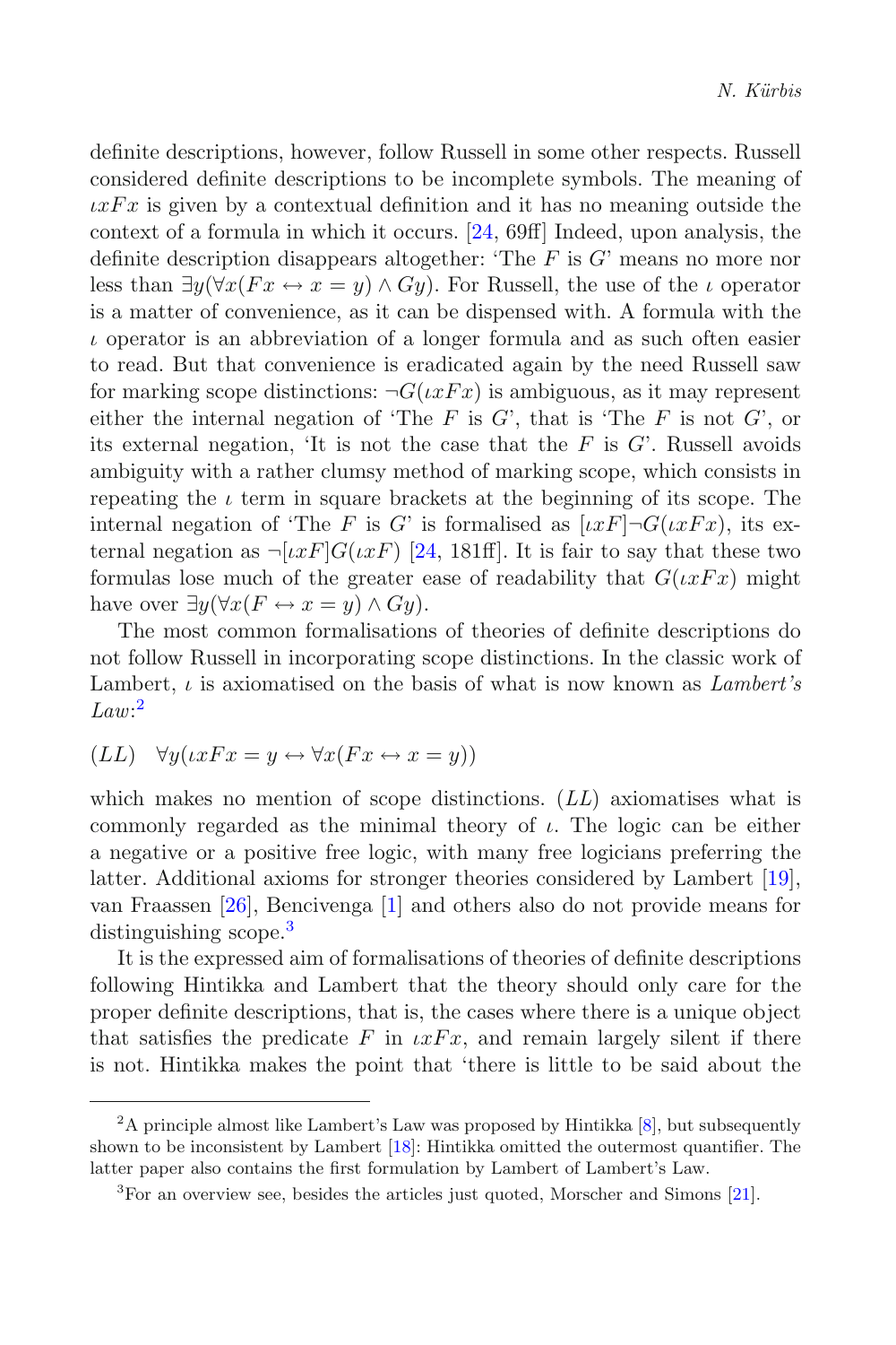definite descriptions, however, follow Russell in some other respects. Russell considered definite descriptions to be incomplete symbols. The meaning of $\iota xFx$ is given by a contextual definition and it has no meaning outside the context of a formula in which it occurs. [24, 69ff] Indeed, upon analysis, the definite description disappears altogether: 'The $F$ is $G$' means no more nor less than $\exists y(\forall x(Fx \leftrightarrow x = y) \wedge Gy)$. For Russell, the use of the $\iota$ operator is a matter of convenience, as it can be dispensed with. A formula with the $\iota$ operator is an abbreviation of a longer formula and as such often easier to read. But that convenience is eradicated again by the need Russell saw for marking scope distinctions: $\neg G(\iota xFx)$ is ambiguous, as it may represent either the internal negation of 'The $F$ is $G$', that is 'The $F$ is not $G$', or its external negation, 'It is not the case that the $F$ is $G$'. Russell avoids ambiguity with a rather clumsy method of marking scope, which consists in repeating the $\iota$ term in square brackets at the beginning of its scope. The internal negation of 'The $F$ is $G$' is formalised as $[\iota xF]\neg G(\iota xFx)$, its external negation as $\neg[\iota xF]G(\iota xF)$ [24, 181ff]. It is fair to say that these two formulas lose much of the greater ease of readability that $G(\iota xFx)$ might have over $\exists y(\forall x(F \leftrightarrow x = y) \wedge Gy)$.

The most common formalisations of theories of definite descriptions do not follow Russell in incorporating scope distinctions. In the classic work of Lambert, $\iota$ is axiomatised on the basis of what is now known as *Lambert's Law*:[2]

$$(LL) \quad \forall y(\iota xFx = y \leftrightarrow \forall x(Fx \leftrightarrow x = y))$$

which makes no mention of scope distinctions. $(LL)$ axiomatises what is commonly regarded as the minimal theory of $\iota$. The logic can be either a negative or a positive free logic, with many free logicians preferring the latter. Additional axioms for stronger theories considered by Lambert [19], van Fraassen [26], Bencivenga [1] and others also do not provide means for distinguishing scope.[3]

It is the expressed aim of formalisations of theories of definite descriptions following Hintikka and Lambert that the theory should only care for the proper definite descriptions, that is, the cases where there is a unique object that satisfies the predicate $F$ in $\iota xFx$, and remain largely silent if there is not. Hintikka makes the point that 'there is little to be said about the

---

[2] A principle almost like Lambert's Law was proposed by Hintikka [8], but subsequently shown to be inconsistent by Lambert [18]: Hintikka omitted the outermost quantifier. The latter paper also contains the first formulation by Lambert of Lambert's Law.

[3] For an overview see, besides the articles just quoted, Morscher and Simons [21].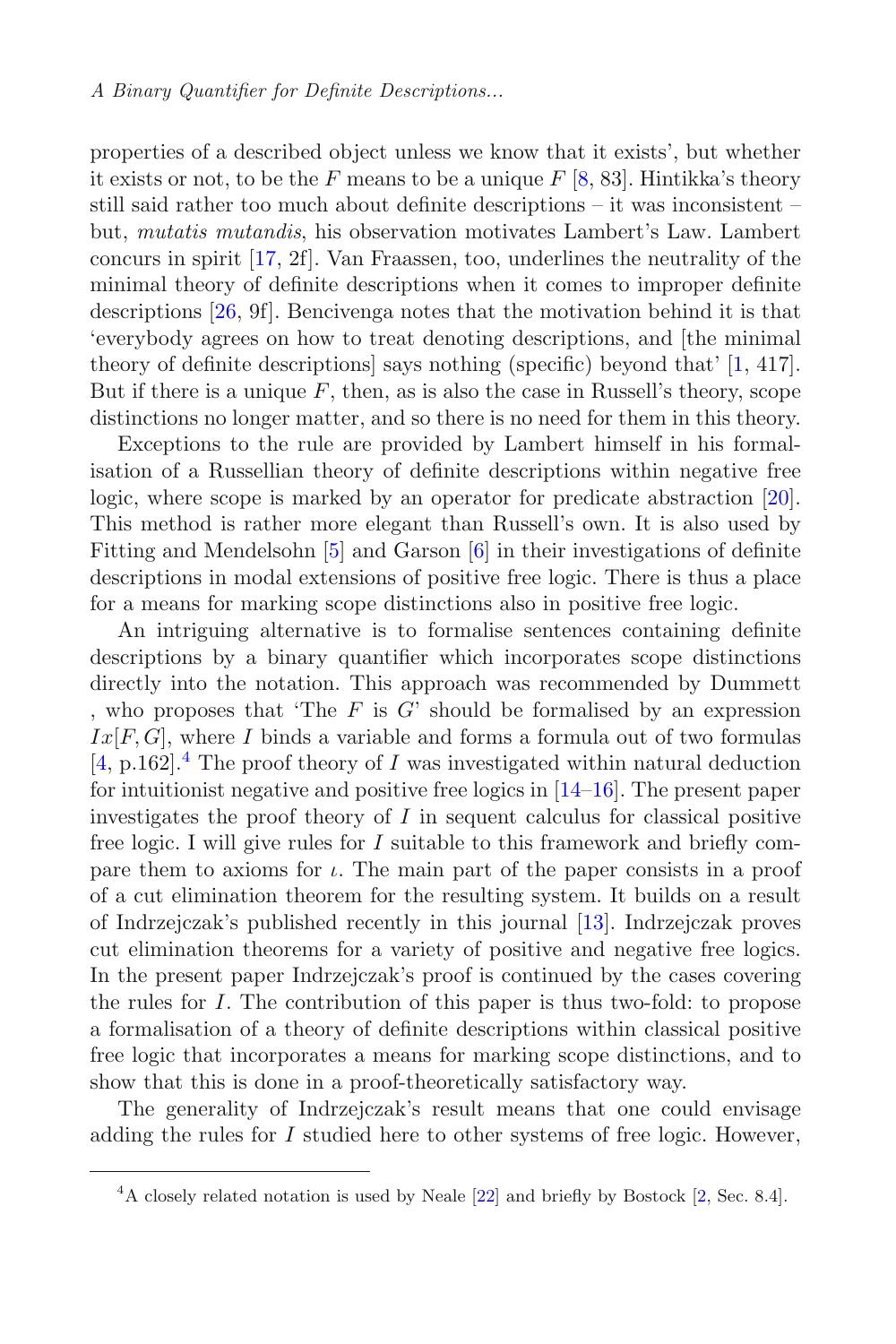properties of a described object unless we know that it exists', but whether it exists or not, to be the $F$ means to be a unique $F$ [8, 83]. Hintikka's theory still said rather too much about definite descriptions – it was inconsistent – but, *mutatis mutandis*, his observation motivates Lambert's Law. Lambert concurs in spirit [17, 2f]. Van Fraassen, too, underlines the neutrality of the minimal theory of definite descriptions when it comes to improper definite descriptions [26, 9f]. Bencivenga notes that the motivation behind it is that 'everybody agrees on how to treat denoting descriptions, and [the minimal theory of definite descriptions] says nothing (specific) beyond that' [1, 417]. But if there is a unique $F$, then, as is also the case in Russell's theory, scope distinctions no longer matter, and so there is no need for them in this theory.

Exceptions to the rule are provided by Lambert himself in his formalisation of a Russellian theory of definite descriptions within negative free logic, where scope is marked by an operator for predicate abstraction [20]. This method is rather more elegant than Russell's own. It is also used by Fitting and Mendelsohn [5] and Garson [6] in their investigations of definite descriptions in modal extensions of positive free logic. There is thus a place for a means for marking scope distinctions also in positive free logic.

An intriguing alternative is to formalise sentences containing definite descriptions by a binary quantifier which incorporates scope distinctions directly into the notation. This approach was recommended by Dummett , who proposes that 'The $F$ is $G$' should be formalised by an expression $Ix[F, G]$, where $I$ binds a variable and forms a formula out of two formulas [4, p.162].[4] The proof theory of $I$ was investigated within natural deduction for intuitionist negative and positive free logics in [14–16]. The present paper investigates the proof theory of $I$ in sequent calculus for classical positive free logic. I will give rules for $I$ suitable to this framework and briefly compare them to axioms for $\iota$. The main part of the paper consists in a proof of a cut elimination theorem for the resulting system. It builds on a result of Indrzejczak's published recently in this journal [13]. Indrzejczak proves cut elimination theorems for a variety of positive and negative free logics. In the present paper Indrzejczak's proof is continued by the cases covering the rules for $I$. The contribution of this paper is thus two-fold: to propose a formalisation of a theory of definite descriptions within classical positive free logic that incorporates a means for marking scope distinctions, and to show that this is done in a proof-theoretically satisfactory way.

The generality of Indrzejczak's result means that one could envisage adding the rules for $I$ studied here to other systems of free logic. However,

[4] A closely related notation is used by Neale [22] and briefly by Bostock [2, Sec. 8.4].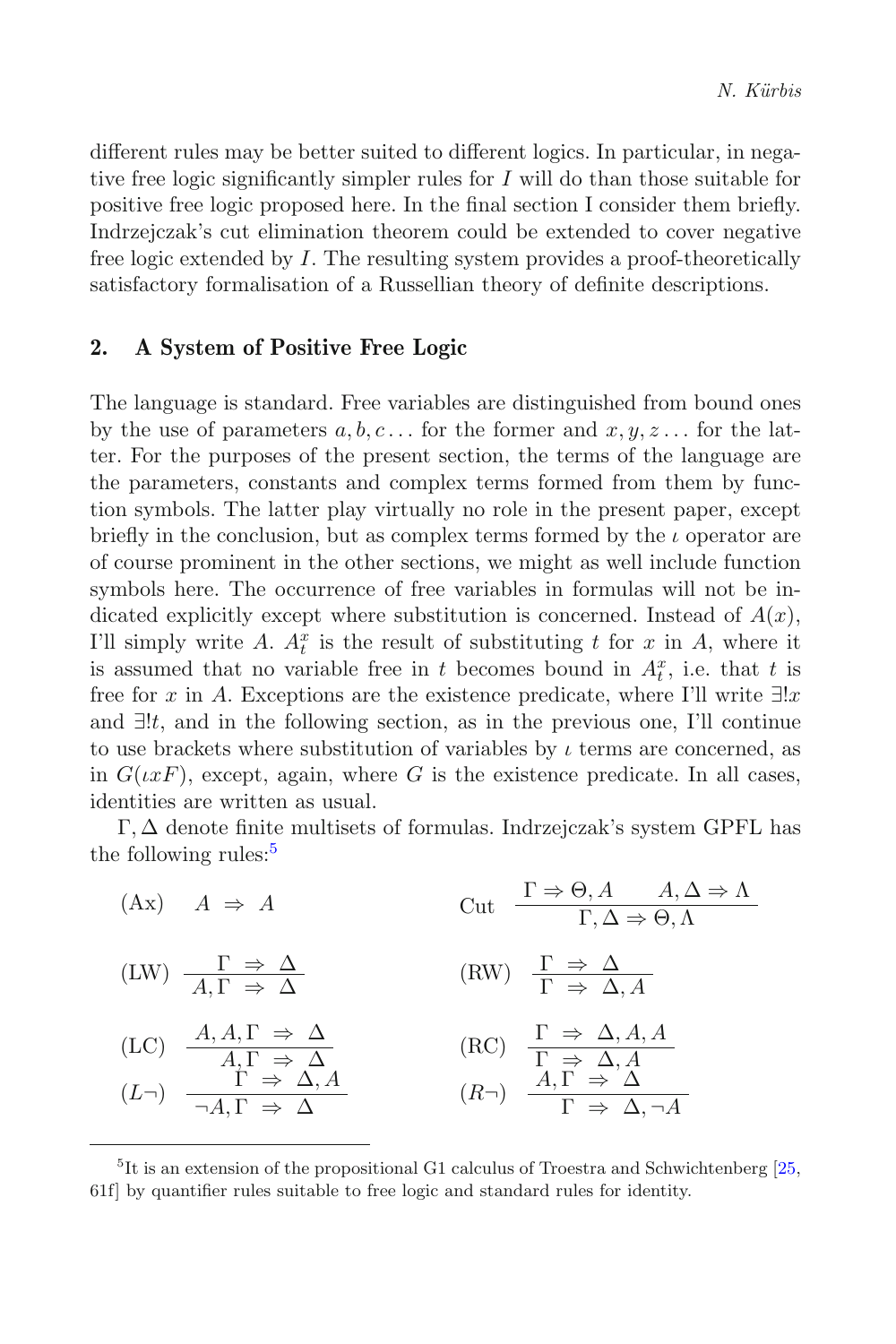different rules may be better suited to different logics. In particular, in negative free logic significantly simpler rules for $I$ will do than those suitable for positive free logic proposed here. In the final section I consider them briefly. Indrzejczak's cut elimination theorem could be extended to cover negative free logic extended by $I$. The resulting system provides a proof-theoretically satisfactory formalisation of a Russellian theory of definite descriptions.

## 2. A System of Positive Free Logic

The language is standard. Free variables are distinguished from bound ones by the use of parameters $a, b, c \ldots$ for the former and $x, y, z \ldots$ for the latter. For the purposes of the present section, the terms of the language are the parameters, constants and complex terms formed from them by function symbols. The latter play virtually no role in the present paper, except briefly in the conclusion, but as complex terms formed by the $\iota$ operator are of course prominent in the other sections, we might as well include function symbols here. The occurrence of free variables in formulas will not be indicated explicitly except where substitution is concerned. Instead of $A(x)$, I'll simply write $A$. $A^x_t$ is the result of substituting $t$ for $x$ in $A$, where it is assumed that no variable free in $t$ becomes bound in $A^x_t$, i.e. that $t$ is free for $x$ in $A$. Exceptions are the existence predicate, where I'll write $\exists!x$ and $\exists!t$, and in the following section, as in the previous one, I'll continue to use brackets where substitution of variables by $\iota$ terms are concerned, as in $G(\iota xF)$, except, again, where $G$ is the existence predicate. In all cases, identities are written as usual.

$\Gamma, \Delta$ denote finite multisets of formulas. Indrzejczak's system GPFL has the following rules:[5]

$$(\text{Ax}) \quad A \Rightarrow A \qquad\qquad \text{Cut} \quad \frac{\Gamma \Rightarrow \Theta, A \qquad A, \Delta \Rightarrow \Lambda}{\Gamma, \Delta \Rightarrow \Theta, \Lambda}$$

$$(\text{LW}) \quad \frac{\Gamma \Rightarrow \Delta}{A, \Gamma \Rightarrow \Delta} \qquad\qquad (\text{RW}) \quad \frac{\Gamma \Rightarrow \Delta}{\Gamma \Rightarrow \Delta, A}$$

$$(\text{LC}) \quad \frac{A, A, \Gamma \Rightarrow \Delta}{A, \Gamma \Rightarrow \Delta} \qquad\qquad (\text{RC}) \quad \frac{\Gamma \Rightarrow \Delta, A, A}{\Gamma \Rightarrow \Delta, A}$$

$$(L\neg) \quad \frac{\Gamma \Rightarrow \Delta, A}{\neg A, \Gamma \Rightarrow \Delta} \qquad\qquad (R\neg) \quad \frac{A, \Gamma \Rightarrow \Delta}{\Gamma \Rightarrow \Delta, \neg A}$$

[5] It is an extension of the propositional G1 calculus of Troestra and Schwichtenberg [25, 61f] by quantifier rules suitable to free logic and standard rules for identity.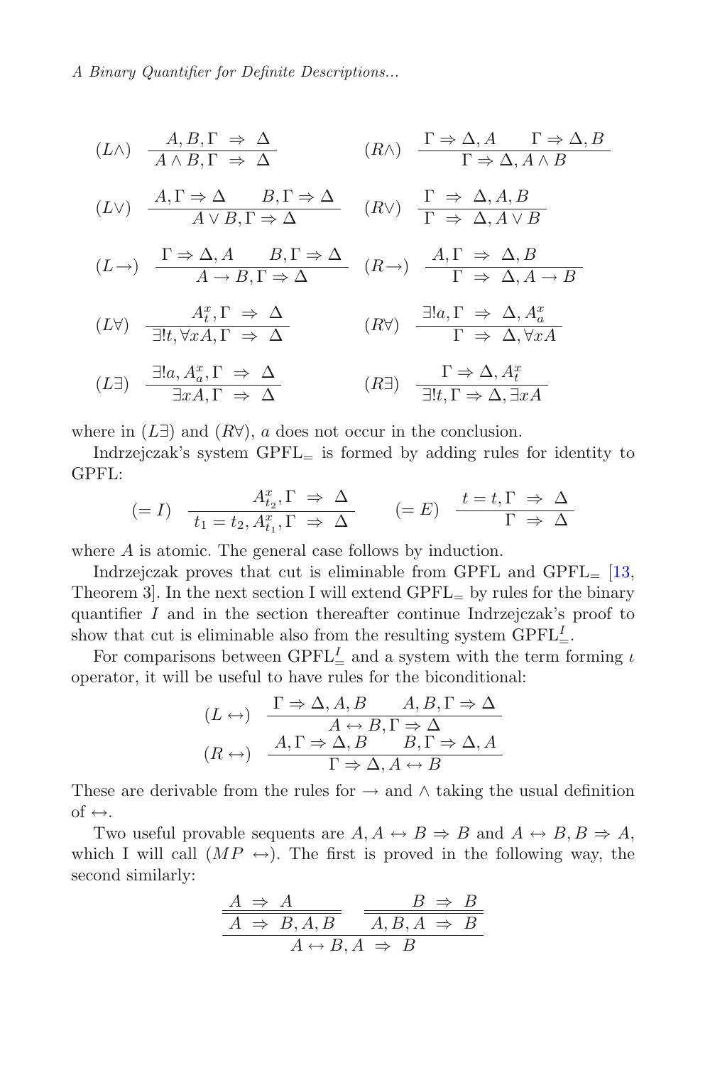$$(L\wedge)\ \ \frac{A, B, \Gamma \ \Rightarrow\ \Delta}{A \wedge B, \Gamma \ \Rightarrow\ \Delta} \qquad (R\wedge)\ \ \frac{\Gamma \Rightarrow \Delta, A \qquad \Gamma \Rightarrow \Delta, B}{\Gamma \Rightarrow \Delta, A \wedge B}$$

$$(L\vee)\ \ \frac{A, \Gamma \Rightarrow \Delta \qquad B, \Gamma \Rightarrow \Delta}{A \vee B, \Gamma \Rightarrow \Delta} \qquad (R\vee)\ \ \frac{\Gamma \ \Rightarrow\ \Delta, A, B}{\Gamma \ \Rightarrow\ \Delta, A \vee B}$$

$$(L\rightarrow)\ \ \frac{\Gamma \Rightarrow \Delta, A \qquad B, \Gamma \Rightarrow \Delta}{A \rightarrow B, \Gamma \Rightarrow \Delta} \qquad (R\rightarrow)\ \ \frac{A, \Gamma \ \Rightarrow\ \Delta, B}{\Gamma \ \Rightarrow\ \Delta, A \rightarrow B}$$

$$(L\forall)\ \ \frac{A^x_t, \Gamma \ \Rightarrow\ \Delta}{\exists! t, \forall x A, \Gamma \ \Rightarrow\ \Delta} \qquad (R\forall)\ \ \frac{\exists! a, \Gamma \ \Rightarrow\ \Delta, A^x_a}{\Gamma \ \Rightarrow\ \Delta, \forall x A}$$

$$(L\exists)\ \ \frac{\exists! a, A^x_a, \Gamma \ \Rightarrow\ \Delta}{\exists x A, \Gamma \ \Rightarrow\ \Delta} \qquad (R\exists)\ \ \frac{\Gamma \Rightarrow \Delta, A^x_t}{\exists! t, \Gamma \Rightarrow \Delta, \exists x A}$$

where in $(L\exists)$ and $(R\forall)$, $a$ does not occur in the conclusion.

Indrzejczak's system $\text{GPFL}_=$ is formed by adding rules for identity to GPFL:

$$(=I)\ \ \frac{A^x_{t_2}, \Gamma \ \Rightarrow\ \Delta}{t_1 = t_2, A^x_{t_1}, \Gamma \ \Rightarrow\ \Delta} \qquad (=E)\ \ \frac{t = t, \Gamma \ \Rightarrow\ \Delta}{\Gamma \ \Rightarrow\ \Delta}$$

where $A$ is atomic. The general case follows by induction.

Indrzejczak proves that cut is eliminable from GPFL and $\text{GPFL}_=$ [13, Theorem 3]. In the next section I will extend $\text{GPFL}_=$ by rules for the binary quantifier $I$ and in the section thereafter continue Indrzejczak's proof to show that cut is eliminable also from the resulting system $\text{GPFL}^I_=$.

For comparisons between $\text{GPFL}^I_=$ and a system with the term forming $\iota$ operator, it will be useful to have rules for the biconditional:

$$(L\leftrightarrow)\ \ \frac{\Gamma \Rightarrow \Delta, A, B \qquad A, B, \Gamma \Rightarrow \Delta}{A \leftrightarrow B, \Gamma \Rightarrow \Delta}$$

$$(R\leftrightarrow)\ \ \frac{A, \Gamma \Rightarrow \Delta, B \qquad B, \Gamma \Rightarrow \Delta, A}{\Gamma \Rightarrow \Delta, A \leftrightarrow B}$$

These are derivable from the rules for $\rightarrow$ and $\wedge$ taking the usual definition of $\leftrightarrow$.

Two useful provable sequents are $A, A \leftrightarrow B \Rightarrow B$ and $A \leftrightarrow B, B \Rightarrow A$, which I will call $(MP \leftrightarrow)$. The first is proved in the following way, the second similarly:

$$\frac{\dfrac{A \ \Rightarrow\ A}{A \ \Rightarrow\ B, A, B} \qquad \dfrac{B \ \Rightarrow\ B}{A, B, A \ \Rightarrow\ B}}{A \leftrightarrow B, A \ \Rightarrow\ B}$$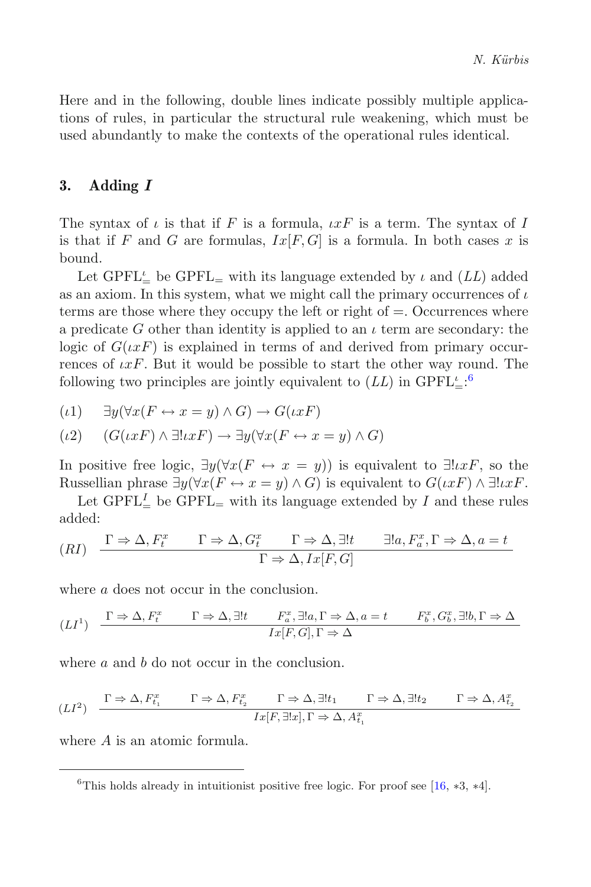Here and in the following, double lines indicate possibly multiple applications of rules, in particular the structural rule weakening, which must be used abundantly to make the contexts of the operational rules identical.

## 3. Adding $I$

The syntax of $\iota$ is that if $F$ is a formula, $\iota x F$ is a term. The syntax of $I$ is that if $F$ and $G$ are formulas, $Ix[F, G]$ is a formula. In both cases $x$ is bound.

Let $\mathrm{GPFL}^{\iota}_{=}$ be $\mathrm{GPFL}_{=}$ with its language extended by $\iota$ and $(LL)$ added as an axiom. In this system, what we might call the primary occurrences of $\iota$ terms are those where they occupy the left or right of $=$. Occurrences where a predicate $G$ other than identity is applied to an $\iota$ term are secondary: the logic of $G(\iota x F)$ is explained in terms of and derived from primary occurrences of $\iota x F$. But it would be possible to start the other way round. The following two principles are jointly equivalent to $(LL)$ in $\mathrm{GPFL}^{\iota}_{=}$:[6]

$$(\iota 1) \quad \exists y(\forall x(F \leftrightarrow x = y) \wedge G) \rightarrow G(\iota x F)$$

$$(\iota 2) \quad (G(\iota x F) \wedge \exists! \iota x F) \rightarrow \exists y(\forall x(F \leftrightarrow x = y) \wedge G)$$

In positive free logic, $\exists y(\forall x(F \leftrightarrow x = y))$ is equivalent to $\exists! \iota x F$, so the Russellian phrase $\exists y(\forall x(F \leftrightarrow x = y) \wedge G)$ is equivalent to $G(\iota x F) \wedge \exists! \iota x F$.

Let $\mathrm{GPFL}^{I}_{=}$ be $\mathrm{GPFL}_{=}$ with its language extended by $I$ and these rules added:

$$(RI) \quad \frac{\Gamma \Rightarrow \Delta, F^x_t \qquad \Gamma \Rightarrow \Delta, G^x_t \qquad \Gamma \Rightarrow \Delta, \exists! t \qquad \exists! a, F^x_a, \Gamma \Rightarrow \Delta, a = t}{\Gamma \Rightarrow \Delta, Ix[F, G]}$$

where $a$ does not occur in the conclusion.

$$(LI^1) \quad \frac{\Gamma \Rightarrow \Delta, F^x_t \qquad \Gamma \Rightarrow \Delta, \exists! t \qquad F^x_a, \exists! a, \Gamma \Rightarrow \Delta, a = t \qquad F^x_b, G^x_b, \exists! b, \Gamma \Rightarrow \Delta}{Ix[F, G], \Gamma \Rightarrow \Delta}$$

where $a$ and $b$ do not occur in the conclusion.

$$(LI^2) \quad \frac{\Gamma \Rightarrow \Delta, F^x_{t_1} \qquad \Gamma \Rightarrow \Delta, F^x_{t_2} \qquad \Gamma \Rightarrow \Delta, \exists! t_1 \qquad \Gamma \Rightarrow \Delta, \exists! t_2 \qquad \Gamma \Rightarrow \Delta, A^x_{t_2}}{Ix[F, \exists! x], \Gamma \Rightarrow \Delta, A^x_{t_1}}$$

where $A$ is an atomic formula.

---

[6] This holds already in intuitionist positive free logic. For proof see [16, *3, *4].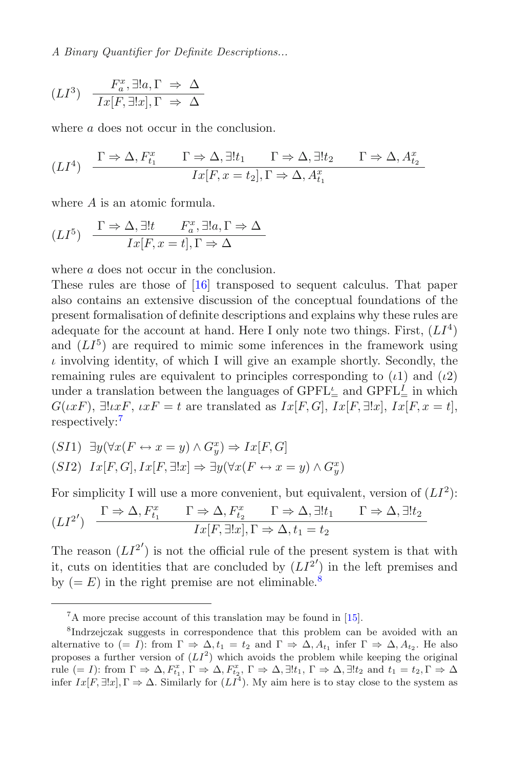$$(LI^3) \quad \frac{F^x_a, \exists! a, \Gamma \ \Rightarrow \ \Delta}{Ix[F, \exists! x], \Gamma \ \Rightarrow \ \Delta}$$

where $a$ does not occur in the conclusion.

$$(LI^4) \quad \frac{\Gamma \Rightarrow \Delta, F^x_{t_1} \qquad \Gamma \Rightarrow \Delta, \exists! t_1 \qquad \Gamma \Rightarrow \Delta, \exists! t_2 \qquad \Gamma \Rightarrow \Delta, A^x_{t_2}}{Ix[F, x = t_2], \Gamma \Rightarrow \Delta, A^x_{t_1}}$$

where $A$ is an atomic formula.

$$(LI^5) \quad \frac{\Gamma \Rightarrow \Delta, \exists! t \qquad F^x_a, \exists! a, \Gamma \Rightarrow \Delta}{Ix[F, x = t], \Gamma \Rightarrow \Delta}$$

where $a$ does not occur in the conclusion.

These rules are those of [16] transposed to sequent calculus. That paper also contains an extensive discussion of the conceptual foundations of the present formalisation of definite descriptions and explains why these rules are adequate for the account at hand. Here I only note two things. First, $(LI^4)$ and $(LI^5)$ are required to mimic some inferences in the framework using $\iota$ involving identity, of which I will give an example shortly. Secondly, the remaining rules are equivalent to principles corresponding to $(\iota 1)$ and $(\iota 2)$ under a translation between the languages of $\mathrm{GPFL}^{\iota}_{=}$ and $\mathrm{GPFL}^{I}_{=}$ in which $G(\iota xF)$, $\exists!\iota xF$, $\iota xF = t$ are translated as $Ix[F, G]$, $Ix[F, \exists!x]$, $Ix[F, x = t]$, respectively:[7]

$(SI1)$ $\exists y(\forall x(F \leftrightarrow x = y) \wedge G^x_y) \Rightarrow Ix[F, G]$

$(SI2)$ $Ix[F, G], Ix[F, \exists!x] \Rightarrow \exists y(\forall x(F \leftrightarrow x = y) \wedge G^x_y)$

For simplicity I will use a more convenient, but equivalent, version of $(LI^2)$:

$$(LI^{2'}) \quad \frac{\Gamma \Rightarrow \Delta, F^x_{t_1} \qquad \Gamma \Rightarrow \Delta, F^x_{t_2} \qquad \Gamma \Rightarrow \Delta, \exists! t_1 \qquad \Gamma \Rightarrow \Delta, \exists! t_2}{Ix[F, \exists! x], \Gamma \Rightarrow \Delta, t_1 = t_2}$$

The reason $(LI^{2'})$ is not the official rule of the present system is that with it, cuts on identities that are concluded by $(LI^{2'})$ in the left premises and by $(= E)$ in the right premise are not eliminable.[8]

---

[7] A more precise account of this translation may be found in [15].

[8] Indrzejczak suggests in correspondence that this problem can be avoided with an alternative to $(= I)$: from $\Gamma \Rightarrow \Delta, t_1 = t_2$ and $\Gamma \Rightarrow \Delta, A_{t_1}$ infer $\Gamma \Rightarrow \Delta, A_{t_2}$. He also proposes a further version of $(LI^2)$ which avoids the problem while keeping the original rule $(= I)$: from $\Gamma \Rightarrow \Delta, F^x_{t_1}$, $\Gamma \Rightarrow \Delta, F^x_{t_2}$, $\Gamma \Rightarrow \Delta, \exists! t_1$, $\Gamma \Rightarrow \Delta, \exists! t_2$ and $t_1 = t_2, \Gamma \Rightarrow \Delta$ infer $Ix[F, \exists! x], \Gamma \Rightarrow \Delta$. Similarly for $(LI^4)$. My aim here is to stay close to the system as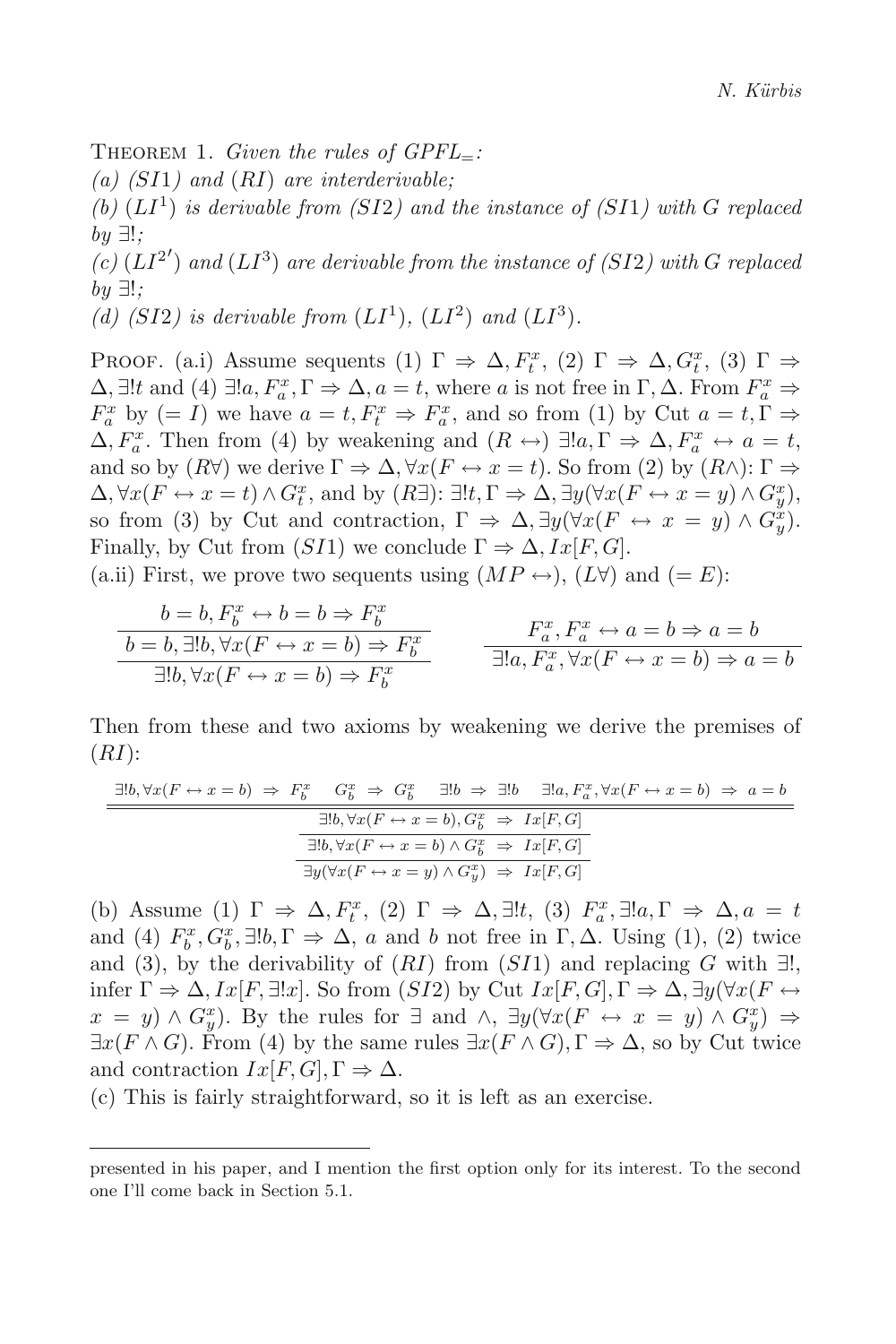Theorem 1. *Given the rules of $GPFL_=$:*

*(a) $(SI1)$ and $(RI)$ are interderivable;*

*(b) $(LI^1)$ is derivable from $(SI2)$ and the instance of $(SI1)$ with $G$ replaced by $\exists!$;*

*(c) $(LI^{2'})$ and $(LI^3)$ are derivable from the instance of $(SI2)$ with $G$ replaced by $\exists!$;*

*(d) $(SI2)$ is derivable from $(LI^1)$, $(LI^2)$ and $(LI^3)$.*

Proof. (a.i) Assume sequents (1) $\Gamma \Rightarrow \Delta, F^x_t$, (2) $\Gamma \Rightarrow \Delta, G^x_t$, (3) $\Gamma \Rightarrow \Delta, \exists!t$ and (4) $\exists!a, F^x_a, \Gamma \Rightarrow \Delta, a = t$, where $a$ is not free in $\Gamma, \Delta$. From $F^x_a \Rightarrow F^x_a$ by $(= I)$ we have $a = t, F^x_t \Rightarrow F^x_a$, and so from (1) by Cut $a = t, \Gamma \Rightarrow \Delta, F^x_a$. Then from (4) by weakening and $(R \leftrightarrow)$ $\exists!a, \Gamma \Rightarrow \Delta, F^x_a \leftrightarrow a = t$, and so by $(R\forall)$ we derive $\Gamma \Rightarrow \Delta, \forall x(F \leftrightarrow x = t)$. So from (2) by $(R\wedge)$: $\Gamma \Rightarrow \Delta, \forall x(F \leftrightarrow x = t) \wedge G^x_t$, and by $(R\exists)$: $\exists!t, \Gamma \Rightarrow \Delta, \exists y(\forall x(F \leftrightarrow x = y) \wedge G^x_y)$, so from (3) by Cut and contraction, $\Gamma \Rightarrow \Delta, \exists y(\forall x(F \leftrightarrow x = y) \wedge G^x_y)$. Finally, by Cut from $(SI1)$ we conclude $\Gamma \Rightarrow \Delta, Ix[F, G]$.

(a.ii) First, we prove two sequents using $(MP \leftrightarrow)$, $(L\forall)$ and $(= E)$:

$$\dfrac{\dfrac{b = b, F^x_b \leftrightarrow b = b \Rightarrow F^x_b}{b = b, \exists!b, \forall x(F \leftrightarrow x = b) \Rightarrow F^x_b}}{\exists!b, \forall x(F \leftrightarrow x = b) \Rightarrow F^x_b} \qquad \dfrac{F^x_a, F^x_a \leftrightarrow a = b \Rightarrow a = b}{\exists!a, F^x_a, \forall x(F \leftrightarrow x = b) \Rightarrow a = b}$$

Then from these and two axioms by weakening we derive the premises of $(RI)$:

$$\dfrac{\dfrac{\dfrac{\exists!b, \forall x(F \leftrightarrow x = b) \Rightarrow F^x_b \quad G^x_b \Rightarrow G^x_b \quad \exists!b \Rightarrow \exists!b \quad \exists!a, F^x_a, \forall x(F \leftrightarrow x = b) \Rightarrow a = b}{\exists!b, \forall x(F \leftrightarrow x = b), G^x_b \Rightarrow Ix[F, G]}}{\exists!b, \forall x(F \leftrightarrow x = b) \wedge G^x_b \Rightarrow Ix[F, G]}}{\exists y(\forall x(F \leftrightarrow x = y) \wedge G^x_y) \Rightarrow Ix[F, G]}$$

(b) Assume (1) $\Gamma \Rightarrow \Delta, F^x_t$, (2) $\Gamma \Rightarrow \Delta, \exists!t$, (3) $F^x_a, \exists!a, \Gamma \Rightarrow \Delta, a = t$ and (4) $F^x_b, G^x_b, \exists!b, \Gamma \Rightarrow \Delta$, $a$ and $b$ not free in $\Gamma, \Delta$. Using (1), (2) twice and (3), by the derivability of $(RI)$ from $(SI1)$ and replacing $G$ with $\exists!$, infer $\Gamma \Rightarrow \Delta, Ix[F, \exists!x]$. So from $(SI2)$ by Cut $Ix[F, G], \Gamma \Rightarrow \Delta, \exists y(\forall x(F \leftrightarrow x = y) \wedge G^x_y)$. By the rules for $\exists$ and $\wedge$, $\exists y(\forall x(F \leftrightarrow x = y) \wedge G^x_y) \Rightarrow \exists x(F \wedge G)$. From (4) by the same rules $\exists x(F \wedge G), \Gamma \Rightarrow \Delta$, so by Cut twice and contraction $Ix[F, G], \Gamma \Rightarrow \Delta$.

(c) This is fairly straightforward, so it is left as an exercise.

---

presented in his paper, and I mention the first option only for its interest. To the second one I'll come back in Section 5.1.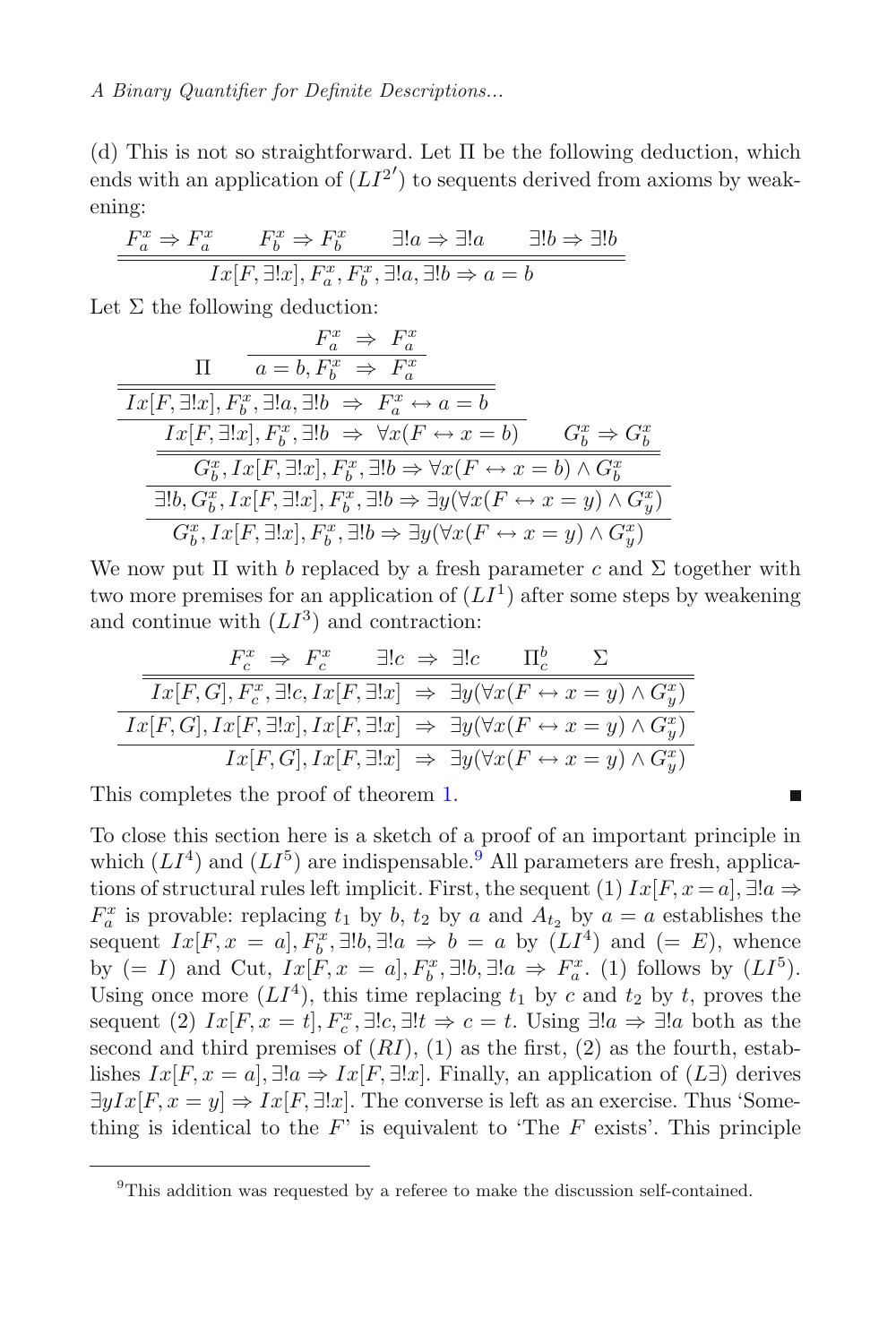(d) This is not so straightforward. Let $\Pi$ be the following deduction, which ends with an application of $(LI^{2'})$ to sequents derived from axioms by weakening:

$$\dfrac{F^x_a \Rightarrow F^x_a \qquad F^x_b \Rightarrow F^x_b \qquad \exists!a \Rightarrow \exists!a \qquad \exists!b \Rightarrow \exists!b}{Ix[F, \exists!x], F^x_a, F^x_b, \exists!a, \exists!b \Rightarrow a = b}$$

Let $\Sigma$ the following deduction:

$$\dfrac{\dfrac{\dfrac{\dfrac{\dfrac{\Pi \qquad \dfrac{F^x_a \;\Rightarrow\; F^x_a}{a = b, F^x_b \;\Rightarrow\; F^x_a}}{Ix[F, \exists!x], F^x_b, \exists!a, \exists!b \;\Rightarrow\; F^x_a \leftrightarrow a = b}}{Ix[F, \exists!x], F^x_b, \exists!b \;\Rightarrow\; \forall x(F \leftrightarrow x = b)} \qquad G^x_b \Rightarrow G^x_b}{G^x_b, Ix[F, \exists!x], F^x_b, \exists!b \Rightarrow \forall x(F \leftrightarrow x = b) \wedge G^x_b}}{\exists!b, G^x_b, Ix[F, \exists!x], F^x_b, \exists!b \Rightarrow \exists y(\forall x(F \leftrightarrow x = y) \wedge G^x_y)}}{G^x_b, Ix[F, \exists!x], F^x_b, \exists!b \Rightarrow \exists y(\forall x(F \leftrightarrow x = y) \wedge G^x_y)}$$

We now put $\Pi$ with $b$ replaced by a fresh parameter $c$ and $\Sigma$ together with two more premises for an application of $(LI^1)$ after some steps by weakening and continue with $(LI^3)$ and contraction:

$$\dfrac{\dfrac{\dfrac{F^x_c \;\Rightarrow\; F^x_c \qquad \exists!c \;\Rightarrow\; \exists!c \qquad \Pi^b_c \qquad \Sigma}{Ix[F, G], F^x_c, \exists!c, Ix[F, \exists!x] \;\Rightarrow\; \exists y(\forall x(F \leftrightarrow x = y) \wedge G^x_y)}}{Ix[F, G], Ix[F, \exists!x], Ix[F, \exists!x] \;\Rightarrow\; \exists y(\forall x(F \leftrightarrow x = y) \wedge G^x_y)}}{Ix[F, G], Ix[F, \exists!x] \;\Rightarrow\; \exists y(\forall x(F \leftrightarrow x = y) \wedge G^x_y)}$$

This completes the proof of theorem 1. ∎

To close this section here is a sketch of a proof of an important principle in which $(LI^4)$ and $(LI^5)$ are indispensable.[9] All parameters are fresh, applications of structural rules left implicit. First, the sequent (1) $Ix[F, x = a], \exists!a \Rightarrow F^x_a$ is provable: replacing $t_1$ by $b$, $t_2$ by $a$ and $A_{t_2}$ by $a = a$ establishes the sequent $Ix[F, x = a], F^x_b, \exists!b, \exists!a \Rightarrow b = a$ by $(LI^4)$ and $(= E)$, whence by $(= I)$ and Cut, $Ix[F, x = a], F^x_b, \exists!b, \exists!a \Rightarrow F^x_a$. (1) follows by $(LI^5)$. Using once more $(LI^4)$, this time replacing $t_1$ by $c$ and $t_2$ by $t$, proves the sequent (2) $Ix[F, x = t], F^x_c, \exists!c, \exists!t \Rightarrow c = t$. Using $\exists!a \Rightarrow \exists!a$ both as the second and third premises of $(RI)$, (1) as the first, (2) as the fourth, establishes $Ix[F, x = a], \exists!a \Rightarrow Ix[F, \exists!x]$. Finally, an application of $(L\exists)$ derives $\exists y Ix[F, x = y] \Rightarrow Ix[F, \exists!x]$. The converse is left as an exercise. Thus 'Something is identical to the $F$' is equivalent to 'The $F$ exists'. This principle

[9] This addition was requested by a referee to make the discussion self-contained.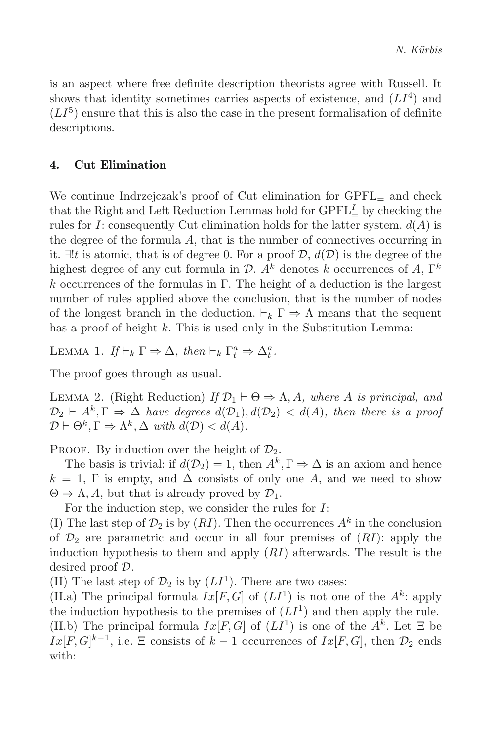is an aspect where free definite description theorists agree with Russell. It shows that identity sometimes carries aspects of existence, and $(LI^4)$ and $(LI^5)$ ensure that this is also the case in the present formalisation of definite descriptions.

## 4. Cut Elimination

We continue Indrzejczak's proof of Cut elimination for $\mathrm{GPFL}_=$ and check that the Right and Left Reduction Lemmas hold for $\mathrm{GPFL}^I_=$ by checking the rules for $I$: consequently Cut elimination holds for the latter system. $d(A)$ is the degree of the formula $A$, that is the number of connectives occurring in it. $\exists!t$ is atomic, that is of degree 0. For a proof $\mathcal{D}$, $d(\mathcal{D})$ is the degree of the highest degree of any cut formula in $\mathcal{D}$. $A^k$ denotes $k$ occurrences of $A$, $\Gamma^k$ $k$ occurrences of the formulas in $\Gamma$. The height of a deduction is the largest number of rules applied above the conclusion, that is the number of nodes of the longest branch in the deduction. $\vdash_k \Gamma \Rightarrow \Lambda$ means that the sequent has a proof of height $k$. This is used only in the Substitution Lemma:

Lemma 1. *If* $\vdash_k \Gamma \Rightarrow \Delta$*, then* $\vdash_k \Gamma^a_t \Rightarrow \Delta^a_t$.

The proof goes through as usual.

Lemma 2. (Right Reduction) *If* $\mathcal{D}_1 \vdash \Theta \Rightarrow \Lambda, A$*, where* $A$ *is principal, and* $\mathcal{D}_2 \vdash A^k, \Gamma \Rightarrow \Delta$ *have degrees* $d(\mathcal{D}_1), d(\mathcal{D}_2) < d(A)$*, then there is a proof* $\mathcal{D} \vdash \Theta^k, \Gamma \Rightarrow \Lambda^k, \Delta$ *with* $d(\mathcal{D}) < d(A)$.

Proof. By induction over the height of $\mathcal{D}_2$.

The basis is trivial: if $d(\mathcal{D}_2) = 1$, then $A^k, \Gamma \Rightarrow \Delta$ is an axiom and hence $k = 1$, $\Gamma$ is empty, and $\Delta$ consists of only one $A$, and we need to show $\Theta \Rightarrow \Lambda, A$, but that is already proved by $\mathcal{D}_1$.

For the induction step, we consider the rules for $I$:

(I) The last step of $\mathcal{D}_2$ is by $(RI)$. Then the occurrences $A^k$ in the conclusion of $\mathcal{D}_2$ are parametric and occur in all four premises of $(RI)$: apply the induction hypothesis to them and apply $(RI)$ afterwards. The result is the desired proof $\mathcal{D}$.

(II) The last step of $\mathcal{D}_2$ is by $(LI^1)$. There are two cases:

(II.a) The principal formula $Ix[F, G]$ of $(LI^1)$ is not one of the $A^k$: apply the induction hypothesis to the premises of $(LI^1)$ and then apply the rule.

(II.b) The principal formula $Ix[F, G]$ of $(LI^1)$ is one of the $A^k$. Let $\Xi$ be $Ix[F, G]^{k-1}$, i.e. $\Xi$ consists of $k - 1$ occurrences of $Ix[F, G]$, then $\mathcal{D}_2$ ends with: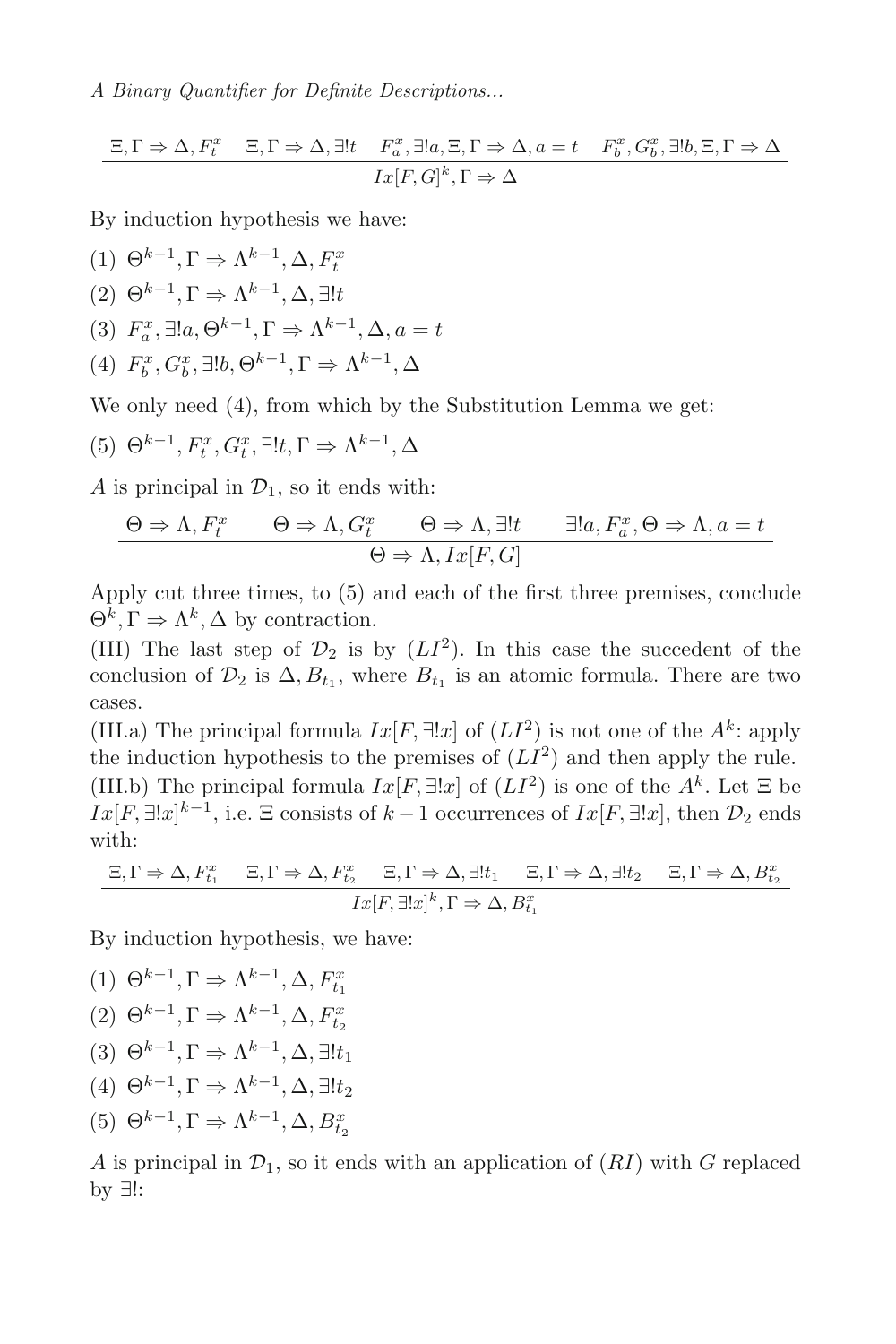$$\frac{\Xi, \Gamma \Rightarrow \Delta, F^x_t \quad \Xi, \Gamma \Rightarrow \Delta, \exists! t \quad F^x_a, \exists! a, \Xi, \Gamma \Rightarrow \Delta, a = t \quad F^x_b, G^x_b, \exists! b, \Xi, \Gamma \Rightarrow \Delta}{Ix[F, G]^k, \Gamma \Rightarrow \Delta}$$

By induction hypothesis we have:

(1) $\Theta^{k-1}, \Gamma \Rightarrow \Lambda^{k-1}, \Delta, F^x_t$

(2) $\Theta^{k-1}, \Gamma \Rightarrow \Lambda^{k-1}, \Delta, \exists! t$

(3) $F^x_a, \exists! a, \Theta^{k-1}, \Gamma \Rightarrow \Lambda^{k-1}, \Delta, a = t$

(4) $F^x_b, G^x_b, \exists! b, \Theta^{k-1}, \Gamma \Rightarrow \Lambda^{k-1}, \Delta$

We only need (4), from which by the Substitution Lemma we get:

(5) $\Theta^{k-1}, F^x_t, G^x_t, \exists! t, \Gamma \Rightarrow \Lambda^{k-1}, \Delta$

$A$ is principal in $\mathcal{D}_1$, so it ends with:

$$\frac{\Theta \Rightarrow \Lambda, F^x_t \qquad \Theta \Rightarrow \Lambda, G^x_t \qquad \Theta \Rightarrow \Lambda, \exists! t \qquad \exists! a, F^x_a, \Theta \Rightarrow \Lambda, a = t}{\Theta \Rightarrow \Lambda, Ix[F, G]}$$

Apply cut three times, to (5) and each of the first three premises, conclude $\Theta^k, \Gamma \Rightarrow \Lambda^k, \Delta$ by contraction.

(III) The last step of $\mathcal{D}_2$ is by $(LI^2)$. In this case the succedent of the conclusion of $\mathcal{D}_2$ is $\Delta, B_{t_1}$, where $B_{t_1}$ is an atomic formula. There are two cases.

(III.a) The principal formula $Ix[F, \exists! x]$ of $(LI^2)$ is not one of the $A^k$: apply the induction hypothesis to the premises of $(LI^2)$ and then apply the rule.

(III.b) The principal formula $Ix[F, \exists! x]$ of $(LI^2)$ is one of the $A^k$. Let $\Xi$ be $Ix[F, \exists! x]^{k-1}$, i.e. $\Xi$ consists of $k-1$ occurrences of $Ix[F, \exists! x]$, then $\mathcal{D}_2$ ends with:

$$\frac{\Xi, \Gamma \Rightarrow \Delta, F^x_{t_1} \quad \Xi, \Gamma \Rightarrow \Delta, F^x_{t_2} \quad \Xi, \Gamma \Rightarrow \Delta, \exists! t_1 \quad \Xi, \Gamma \Rightarrow \Delta, \exists! t_2 \quad \Xi, \Gamma \Rightarrow \Delta, B^x_{t_2}}{Ix[F, \exists! x]^k, \Gamma \Rightarrow \Delta, B^x_{t_1}}$$

By induction hypothesis, we have:

(1) $\Theta^{k-1}, \Gamma \Rightarrow \Lambda^{k-1}, \Delta, F^x_{t_1}$

(2) $\Theta^{k-1}, \Gamma \Rightarrow \Lambda^{k-1}, \Delta, F^x_{t_2}$

(3) $\Theta^{k-1}, \Gamma \Rightarrow \Lambda^{k-1}, \Delta, \exists! t_1$

(4) $\Theta^{k-1}, \Gamma \Rightarrow \Lambda^{k-1}, \Delta, \exists! t_2$

(5) $\Theta^{k-1}, \Gamma \Rightarrow \Lambda^{k-1}, \Delta, B^x_{t_2}$

$A$ is principal in $\mathcal{D}_1$, so it ends with an application of $(RI)$ with $G$ replaced by $\exists!$: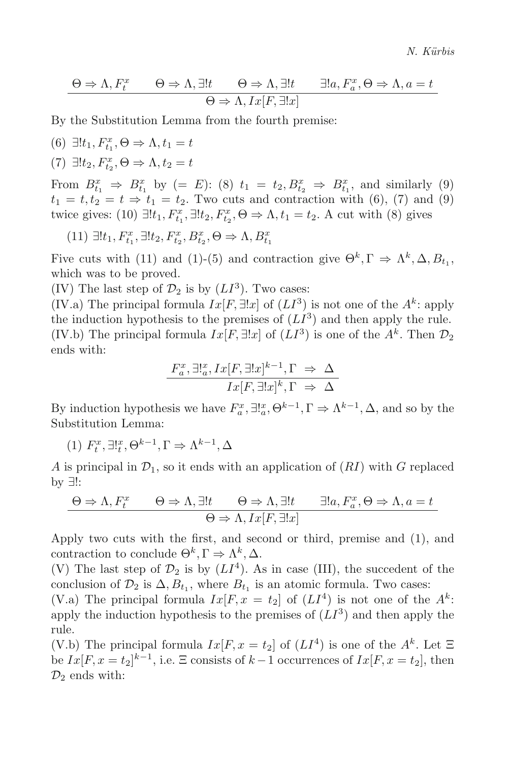$$\frac{\Theta \Rightarrow \Lambda, F^x_t \qquad \Theta \Rightarrow \Lambda, \exists! t \qquad \Theta \Rightarrow \Lambda, \exists! t \qquad \exists! a, F^x_a, \Theta \Rightarrow \Lambda, a = t}{\Theta \Rightarrow \Lambda, Ix[F, \exists! x]}$$

By the Substitution Lemma from the fourth premise:

(6) $\exists! t_1, F^x_{t_1}, \Theta \Rightarrow \Lambda, t_1 = t$

(7) $\exists! t_2, F^x_{t_2}, \Theta \Rightarrow \Lambda, t_2 = t$

From $B^x_{t_1} \Rightarrow B^x_{t_1}$ by $(= E)$: (8) $t_1 = t_2, B^x_{t_2} \Rightarrow B^x_{t_1}$, and similarly (9) $t_1 = t, t_2 = t \Rightarrow t_1 = t_2$. Two cuts and contraction with (6), (7) and (9) twice gives: (10) $\exists! t_1, F^x_{t_1}, \exists! t_2, F^x_{t_2}, \Theta \Rightarrow \Lambda, t_1 = t_2$. A cut with (8) gives

(11) $\exists! t_1, F^x_{t_1}, \exists! t_2, F^x_{t_2}, B^x_{t_2}, \Theta \Rightarrow \Lambda, B^x_{t_1}$

Five cuts with (11) and (1)-(5) and contraction give $\Theta^k, \Gamma \Rightarrow \Lambda^k, \Delta, B_{t_1}$, which was to be proved.

(IV) The last step of $\mathcal{D}_2$ is by $(LI^3)$. Two cases:

(IV.a) The principal formula $Ix[F, \exists! x]$ of $(LI^3)$ is not one of the $A^k$: apply the induction hypothesis to the premises of $(LI^3)$ and then apply the rule.

(IV.b) The principal formula $Ix[F, \exists! x]$ of $(LI^3)$ is one of the $A^k$. Then $\mathcal{D}_2$ ends with:

$$\frac{F^x_a, \exists!^x_a, Ix[F, \exists! x]^{k-1}, \Gamma \ \Rightarrow \ \Delta}{Ix[F, \exists! x]^k, \Gamma \ \Rightarrow \ \Delta}$$

By induction hypothesis we have $F^x_a, \exists!^x_a, \Theta^{k-1}, \Gamma \Rightarrow \Lambda^{k-1}, \Delta$, and so by the Substitution Lemma:

(1) $F^x_t, \exists!^x_t, \Theta^{k-1}, \Gamma \Rightarrow \Lambda^{k-1}, \Delta$

$A$ is principal in $\mathcal{D}_1$, so it ends with an application of $(RI)$ with $G$ replaced by $\exists!$:

$$\frac{\Theta \Rightarrow \Lambda, F^x_t \qquad \Theta \Rightarrow \Lambda, \exists! t \qquad \Theta \Rightarrow \Lambda, \exists! t \qquad \exists! a, F^x_a, \Theta \Rightarrow \Lambda, a = t}{\Theta \Rightarrow \Lambda, Ix[F, \exists! x]}$$

Apply two cuts with the first, and second or third, premise and (1), and contraction to conclude $\Theta^k, \Gamma \Rightarrow \Lambda^k, \Delta$.

(V) The last step of $\mathcal{D}_2$ is by $(LI^4)$. As in case (III), the succedent of the conclusion of $\mathcal{D}_2$ is $\Delta, B_{t_1}$, where $B_{t_1}$ is an atomic formula. Two cases:

(V.a) The principal formula $Ix[F, x = t_2]$ of $(LI^4)$ is not one of the $A^k$: apply the induction hypothesis to the premises of $(LI^3)$ and then apply the rule.

(V.b) The principal formula $Ix[F, x = t_2]$ of $(LI^4)$ is one of the $A^k$. Let $\Xi$ be $Ix[F, x = t_2]^{k-1}$, i.e. $\Xi$ consists of $k-1$ occurrences of $Ix[F, x = t_2]$, then $\mathcal{D}_2$ ends with: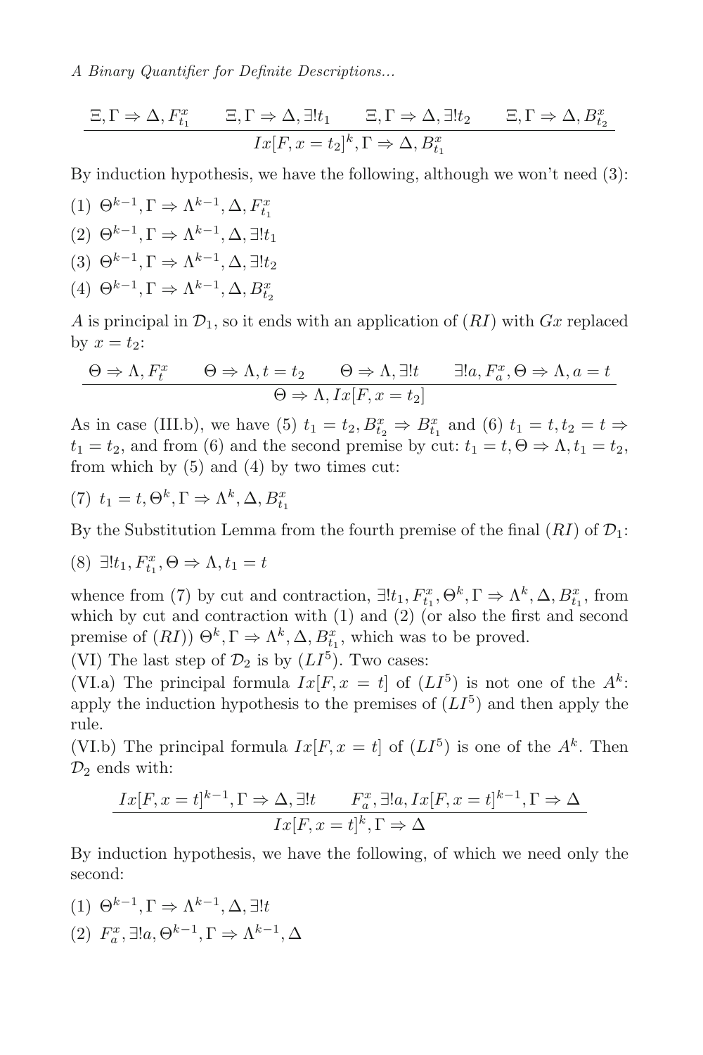$$\frac{\Xi, \Gamma \Rightarrow \Delta, F^x_{t_1} \qquad \Xi, \Gamma \Rightarrow \Delta, \exists! t_1 \qquad \Xi, \Gamma \Rightarrow \Delta, \exists! t_2 \qquad \Xi, \Gamma \Rightarrow \Delta, B^x_{t_2}}{Ix[F, x = t_2]^k, \Gamma \Rightarrow \Delta, B^x_{t_1}}$$

By induction hypothesis, we have the following, although we won't need (3):

(1) $\Theta^{k-1}, \Gamma \Rightarrow \Lambda^{k-1}, \Delta, F^x_{t_1}$

(2) $\Theta^{k-1}, \Gamma \Rightarrow \Lambda^{k-1}, \Delta, \exists! t_1$

(3) $\Theta^{k-1}, \Gamma \Rightarrow \Lambda^{k-1}, \Delta, \exists! t_2$

(4) $\Theta^{k-1}, \Gamma \Rightarrow \Lambda^{k-1}, \Delta, B^x_{t_2}$

$A$ is principal in $\mathcal{D}_1$, so it ends with an application of $(RI)$ with $Gx$ replaced by $x = t_2$:

$$\frac{\Theta \Rightarrow \Lambda, F^x_t \qquad \Theta \Rightarrow \Lambda, t = t_2 \qquad \Theta \Rightarrow \Lambda, \exists! t \qquad \exists! a, F^x_a, \Theta \Rightarrow \Lambda, a = t}{\Theta \Rightarrow \Lambda, Ix[F, x = t_2]}$$

As in case (III.b), we have (5) $t_1 = t_2, B^x_{t_2} \Rightarrow B^x_{t_1}$ and (6) $t_1 = t, t_2 = t \Rightarrow t_1 = t_2$, and from (6) and the second premise by cut: $t_1 = t, \Theta \Rightarrow \Lambda, t_1 = t_2$, from which by (5) and (4) by two times cut:

(7) $t_1 = t, \Theta^k, \Gamma \Rightarrow \Lambda^k, \Delta, B^x_{t_1}$

By the Substitution Lemma from the fourth premise of the final $(RI)$ of $\mathcal{D}_1$:

(8) $\exists! t_1, F^x_{t_1}, \Theta \Rightarrow \Lambda, t_1 = t$

whence from (7) by cut and contraction, $\exists! t_1, F^x_{t_1}, \Theta^k, \Gamma \Rightarrow \Lambda^k, \Delta, B^x_{t_1}$, from which by cut and contraction with (1) and (2) (or also the first and second premise of $(RI)$) $\Theta^k, \Gamma \Rightarrow \Lambda^k, \Delta, B^x_{t_1}$, which was to be proved.

(VI) The last step of $\mathcal{D}_2$ is by $(LI^5)$. Two cases:

(VI.a) The principal formula $Ix[F, x = t]$ of $(LI^5)$ is not one of the $A^k$: apply the induction hypothesis to the premises of $(LI^5)$ and then apply the rule.

(VI.b) The principal formula $Ix[F, x = t]$ of $(LI^5)$ is one of the $A^k$. Then $\mathcal{D}_2$ ends with:

$$\frac{Ix[F, x = t]^{k-1}, \Gamma \Rightarrow \Delta, \exists! t \qquad F^x_a, \exists! a, Ix[F, x = t]^{k-1}, \Gamma \Rightarrow \Delta}{Ix[F, x = t]^k, \Gamma \Rightarrow \Delta}$$

By induction hypothesis, we have the following, of which we need only the second:

(1) $\Theta^{k-1}, \Gamma \Rightarrow \Lambda^{k-1}, \Delta, \exists! t$

(2) $F^x_a, \exists! a, \Theta^{k-1}, \Gamma \Rightarrow \Lambda^{k-1}, \Delta$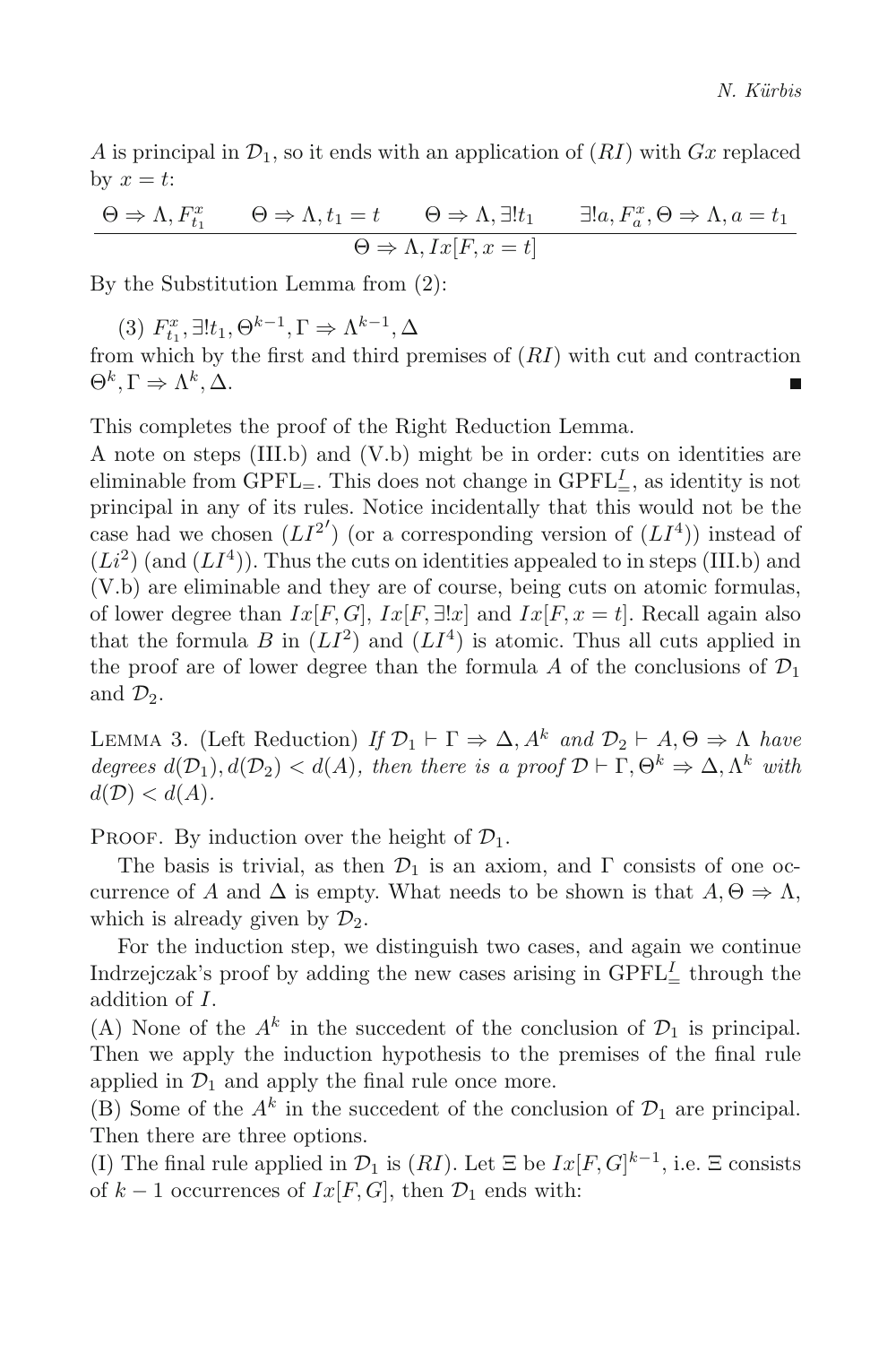$A$ is principal in $\mathcal{D}_1$, so it ends with an application of $(RI)$ with $Gx$ replaced by $x = t$:

$$\frac{\Theta \Rightarrow \Lambda, F^x_{t_1} \qquad \Theta \Rightarrow \Lambda, t_1 = t \qquad \Theta \Rightarrow \Lambda, \exists! t_1 \qquad \exists! a, F^x_a, \Theta \Rightarrow \Lambda, a = t_1}{\Theta \Rightarrow \Lambda, Ix[F, x = t]}$$

By the Substitution Lemma from (2):

(3) $F^x_{t_1}, \exists! t_1, \Theta^{k-1}, \Gamma \Rightarrow \Lambda^{k-1}, \Delta$

from which by the first and third premises of $(RI)$ with cut and contraction $\Theta^k, \Gamma \Rightarrow \Lambda^k, \Delta$. ■

This completes the proof of the Right Reduction Lemma.

A note on steps (III.b) and (V.b) might be in order: cuts on identities are eliminable from $\mathrm{GPFL}_=$. This does not change in $\mathrm{GPFL}^I_=$, as identity is not principal in any of its rules. Notice incidentally that this would not be the case had we chosen $(LI^{2'})$ (or a corresponding version of $(LI^4)$) instead of $(Li^2)$ (and $(LI^4)$). Thus the cuts on identities appealed to in steps (III.b) and (V.b) are eliminable and they are of course, being cuts on atomic formulas, of lower degree than $Ix[F, G]$, $Ix[F, \exists! x]$ and $Ix[F, x = t]$. Recall again also that the formula $B$ in $(LI^2)$ and $(LI^4)$ is atomic. Thus all cuts applied in the proof are of lower degree than the formula $A$ of the conclusions of $\mathcal{D}_1$ and $\mathcal{D}_2$.

Lemma 3. (Left Reduction) *If $\mathcal{D}_1 \vdash \Gamma \Rightarrow \Delta, A^k$ and $\mathcal{D}_2 \vdash A, \Theta \Rightarrow \Lambda$ have degrees $d(\mathcal{D}_1), d(\mathcal{D}_2) < d(A)$, then there is a proof $\mathcal{D} \vdash \Gamma, \Theta^k \Rightarrow \Delta, \Lambda^k$ with $d(\mathcal{D}) < d(A)$.*

Proof. By induction over the height of $\mathcal{D}_1$.

The basis is trivial, as then $\mathcal{D}_1$ is an axiom, and $\Gamma$ consists of one occurrence of $A$ and $\Delta$ is empty. What needs to be shown is that $A, \Theta \Rightarrow \Lambda$, which is already given by $\mathcal{D}_2$.

For the induction step, we distinguish two cases, and again we continue Indrzejczak's proof by adding the new cases arising in $\mathrm{GPFL}^I_=$ through the addition of $I$.

(A) None of the $A^k$ in the succedent of the conclusion of $\mathcal{D}_1$ is principal. Then we apply the induction hypothesis to the premises of the final rule applied in $\mathcal{D}_1$ and apply the final rule once more.

(B) Some of the $A^k$ in the succedent of the conclusion of $\mathcal{D}_1$ are principal. Then there are three options.

(I) The final rule applied in $\mathcal{D}_1$ is $(RI)$. Let $\Xi$ be $Ix[F, G]^{k-1}$, i.e. $\Xi$ consists of $k - 1$ occurrences of $Ix[F, G]$, then $\mathcal{D}_1$ ends with: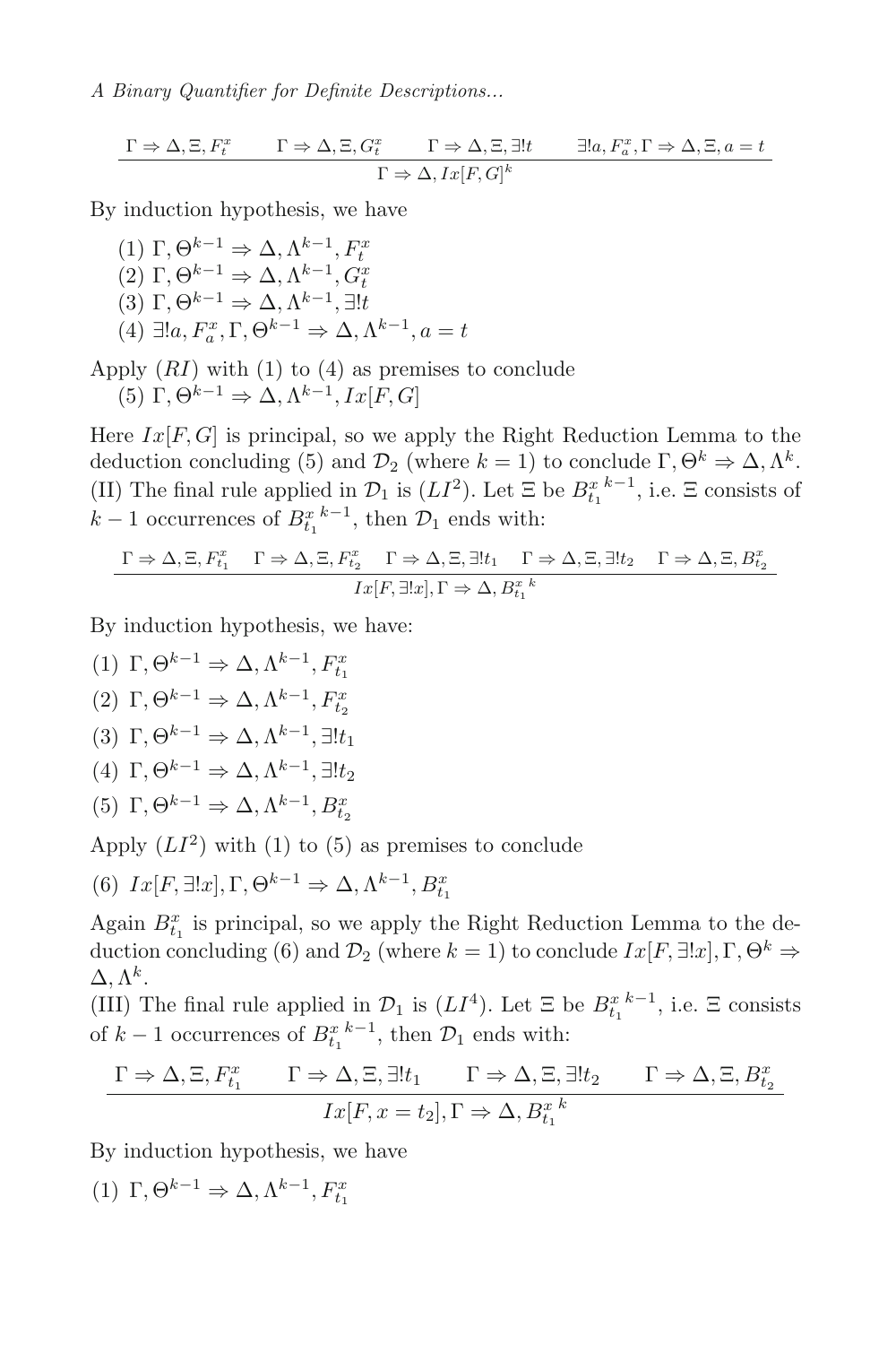$$\frac{\Gamma \Rightarrow \Delta, \Xi, F^x_t \qquad \Gamma \Rightarrow \Delta, \Xi, G^x_t \qquad \Gamma \Rightarrow \Delta, \Xi, \exists! t \qquad \exists! a, F^x_a, \Gamma \Rightarrow \Delta, \Xi, a = t}{\Gamma \Rightarrow \Delta, Ix[F, G]^k}$$

By induction hypothesis, we have

(1) $\Gamma, \Theta^{k-1} \Rightarrow \Delta, \Lambda^{k-1}, F^x_t$
(2) $\Gamma, \Theta^{k-1} \Rightarrow \Delta, \Lambda^{k-1}, G^x_t$
(3) $\Gamma, \Theta^{k-1} \Rightarrow \Delta, \Lambda^{k-1}, \exists! t$
(4) $\exists! a, F^x_a, \Gamma, \Theta^{k-1} \Rightarrow \Delta, \Lambda^{k-1}, a = t$

Apply $(RI)$ with (1) to (4) as premises to conclude
(5) $\Gamma, \Theta^{k-1} \Rightarrow \Delta, \Lambda^{k-1}, Ix[F, G]$

Here $Ix[F, G]$ is principal, so we apply the Right Reduction Lemma to the deduction concluding (5) and $\mathcal{D}_2$ (where $k = 1$) to conclude $\Gamma, \Theta^k \Rightarrow \Delta, \Lambda^k$.

(II) The final rule applied in $\mathcal{D}_1$ is $(LI^2)$. Let $\Xi$ be ${B^x_{t_1}}^{k-1}$, i.e. $\Xi$ consists of $k-1$ occurrences of ${B^x_{t_1}}^{k-1}$, then $\mathcal{D}_1$ ends with:

$$\frac{\Gamma \Rightarrow \Delta, \Xi, F^x_{t_1} \quad \Gamma \Rightarrow \Delta, \Xi, F^x_{t_2} \quad \Gamma \Rightarrow \Delta, \Xi, \exists! t_1 \quad \Gamma \Rightarrow \Delta, \Xi, \exists! t_2 \quad \Gamma \Rightarrow \Delta, \Xi, B^x_{t_2}}{Ix[F, \exists! x], \Gamma \Rightarrow \Delta, {B^x_{t_1}}^k}$$

By induction hypothesis, we have:

(1) $\Gamma, \Theta^{k-1} \Rightarrow \Delta, \Lambda^{k-1}, F^x_{t_1}$

(2) $\Gamma, \Theta^{k-1} \Rightarrow \Delta, \Lambda^{k-1}, F^x_{t_2}$

(3) $\Gamma, \Theta^{k-1} \Rightarrow \Delta, \Lambda^{k-1}, \exists! t_1$

(4) $\Gamma, \Theta^{k-1} \Rightarrow \Delta, \Lambda^{k-1}, \exists! t_2$

(5) $\Gamma, \Theta^{k-1} \Rightarrow \Delta, \Lambda^{k-1}, B^x_{t_2}$

Apply $(LI^2)$ with (1) to (5) as premises to conclude

(6) $Ix[F, \exists! x], \Gamma, \Theta^{k-1} \Rightarrow \Delta, \Lambda^{k-1}, B^x_{t_1}$

Again $B^x_{t_1}$ is principal, so we apply the Right Reduction Lemma to the deduction concluding (6) and $\mathcal{D}_2$ (where $k = 1$) to conclude $Ix[F, \exists! x], \Gamma, \Theta^k \Rightarrow \Delta, \Lambda^k$.

(III) The final rule applied in $\mathcal{D}_1$ is $(LI^4)$. Let $\Xi$ be ${B^x_{t_1}}^{k-1}$, i.e. $\Xi$ consists of $k-1$ occurrences of ${B^x_{t_1}}^{k-1}$, then $\mathcal{D}_1$ ends with:

$$\frac{\Gamma \Rightarrow \Delta, \Xi, F^x_{t_1} \qquad \Gamma \Rightarrow \Delta, \Xi, \exists! t_1 \qquad \Gamma \Rightarrow \Delta, \Xi, \exists! t_2 \qquad \Gamma \Rightarrow \Delta, \Xi, B^x_{t_2}}{Ix[F, x = t_2], \Gamma \Rightarrow \Delta, {B^x_{t_1}}^k}$$

By induction hypothesis, we have

(1) $\Gamma, \Theta^{k-1} \Rightarrow \Delta, \Lambda^{k-1}, F^x_{t_1}$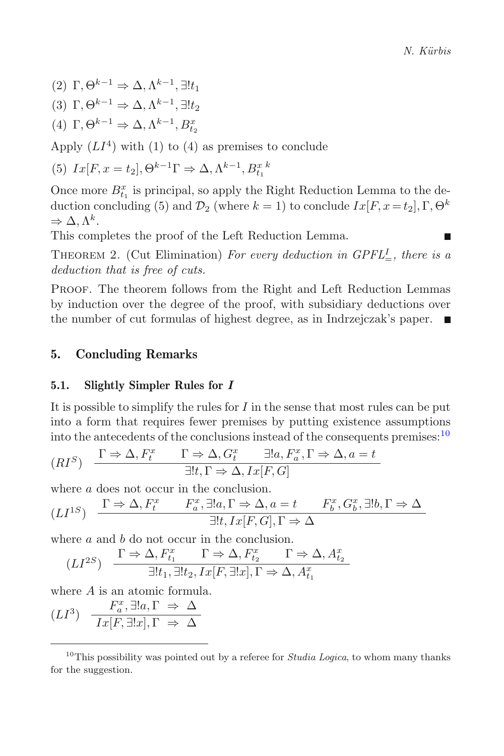(2) $\Gamma, \Theta^{k-1} \Rightarrow \Delta, \Lambda^{k-1}, \exists! t_1$

(3) $\Gamma, \Theta^{k-1} \Rightarrow \Delta, \Lambda^{k-1}, \exists! t_2$

(4) $\Gamma, \Theta^{k-1} \Rightarrow \Delta, \Lambda^{k-1}, B^x_{t_2}$

Apply $(LI^4)$ with (1) to (4) as premises to conclude

(5) $Ix[F, x = t_2], \Theta^{k-1}\Gamma \Rightarrow \Delta, \Lambda^{k-1}, B^{x\ k}_{t_1}$

Once more $B^x_{t_1}$ is principal, so apply the Right Reduction Lemma to the deduction concluding (5) and $\mathcal{D}_2$ (where $k = 1$) to conclude $Ix[F, x = t_2], \Gamma, \Theta^k \Rightarrow \Delta, \Lambda^k$.

This completes the proof of the Left Reduction Lemma. ■

Theorem 2. (Cut Elimination) *For every deduction in $GPFL^I_=$, there is a deduction that is free of cuts.*

Proof. The theorem follows from the Right and Left Reduction Lemmas by induction over the degree of the proof, with subsidiary deductions over the number of cut formulas of highest degree, as in Indrzejczak's paper. ■

## 5. Concluding Remarks

### 5.1. Slightly Simpler Rules for *I*

It is possible to simplify the rules for $I$ in the sense that most rules can be put into a form that requires fewer premises by putting existence assumptions into the antecedents of the conclusions instead of the consequents premises:[10]

$$(RI^S)\quad \frac{\Gamma \Rightarrow \Delta, F^x_t \qquad \Gamma \Rightarrow \Delta, G^x_t \qquad \exists! a, F^x_a, \Gamma \Rightarrow \Delta, a = t}{\exists! t, \Gamma \Rightarrow \Delta, Ix[F, G]}$$

where $a$ does not occur in the conclusion.

$$(LI^{1S})\quad \frac{\Gamma \Rightarrow \Delta, F^x_t \qquad F^x_a, \exists! a, \Gamma \Rightarrow \Delta, a = t \qquad F^x_b, G^x_b, \exists! b, \Gamma \Rightarrow \Delta}{\exists! t, Ix[F, G], \Gamma \Rightarrow \Delta}$$

where $a$ and $b$ do not occur in the conclusion.

$$(LI^{2S})\quad \frac{\Gamma \Rightarrow \Delta, F^x_{t_1} \qquad \Gamma \Rightarrow \Delta, F^x_{t_2} \qquad \Gamma \Rightarrow \Delta, A^x_{t_2}}{\exists! t_1, \exists! t_2, Ix[F, \exists! x], \Gamma \Rightarrow \Delta, A^x_{t_1}}$$

where $A$ is an atomic formula.

$$(LI^3)\quad \frac{F^x_a, \exists! a, \Gamma \ \Rightarrow\ \Delta}{Ix[F, \exists! x], \Gamma \ \Rightarrow\ \Delta}$$

[10] This possibility was pointed out by a referee for *Studia Logica*, to whom many thanks for the suggestion.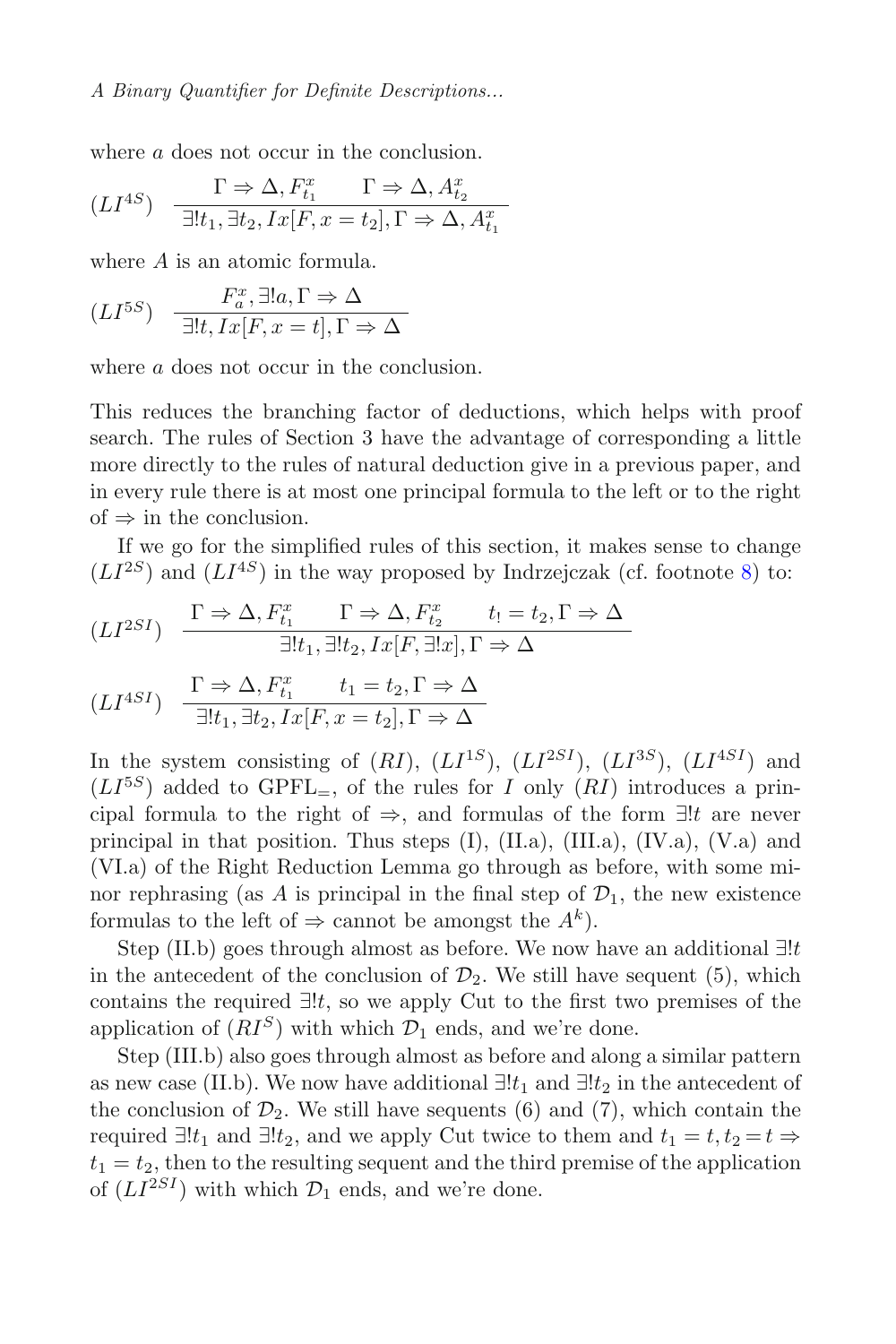where $a$ does not occur in the conclusion.

$$(LI^{4S}) \quad \frac{\Gamma \Rightarrow \Delta, F^x_{t_1} \qquad \Gamma \Rightarrow \Delta, A^x_{t_2}}{\exists! t_1, \exists t_2, Ix[F, x = t_2], \Gamma \Rightarrow \Delta, A^x_{t_1}}$$

where $A$ is an atomic formula.

$$(LI^{5S}) \quad \frac{F^x_a, \exists! a, \Gamma \Rightarrow \Delta}{\exists! t, Ix[F, x = t], \Gamma \Rightarrow \Delta}$$

where $a$ does not occur in the conclusion.

This reduces the branching factor of deductions, which helps with proof search. The rules of Section 3 have the advantage of corresponding a little more directly to the rules of natural deduction give in a previous paper, and in every rule there is at most one principal formula to the left or to the right of $\Rightarrow$ in the conclusion.

If we go for the simplified rules of this section, it makes sense to change $(LI^{2S})$ and $(LI^{4S})$ in the way proposed by Indrzejczak (cf. footnote 8) to:

$$(LI^{2SI}) \quad \frac{\Gamma \Rightarrow \Delta, F^x_{t_1} \qquad \Gamma \Rightarrow \Delta, F^x_{t_2} \qquad t_! = t_2, \Gamma \Rightarrow \Delta}{\exists! t_1, \exists! t_2, Ix[F, \exists! x], \Gamma \Rightarrow \Delta}$$

$$(LI^{4SI}) \quad \frac{\Gamma \Rightarrow \Delta, F^x_{t_1} \qquad t_1 = t_2, \Gamma \Rightarrow \Delta}{\exists! t_1, \exists t_2, Ix[F, x = t_2], \Gamma \Rightarrow \Delta}$$

In the system consisting of $(RI)$, $(LI^{1S})$, $(LI^{2SI})$, $(LI^{3S})$, $(LI^{4SI})$ and $(LI^{5S})$ added to $\text{GPFL}_=$, of the rules for $I$ only $(RI)$ introduces a principal formula to the right of $\Rightarrow$, and formulas of the form $\exists! t$ are never principal in that position. Thus steps (I), (II.a), (III.a), (IV.a), (V.a) and (VI.a) of the Right Reduction Lemma go through as before, with some minor rephrasing (as $A$ is principal in the final step of $\mathcal{D}_1$, the new existence formulas to the left of $\Rightarrow$ cannot be amongst the $A^k$).

Step (II.b) goes through almost as before. We now have an additional $\exists! t$ in the antecedent of the conclusion of $\mathcal{D}_2$. We still have sequent (5), which contains the required $\exists! t$, so we apply Cut to the first two premises of the application of $(RI^S)$ with which $\mathcal{D}_1$ ends, and we're done.

Step (III.b) also goes through almost as before and along a similar pattern as new case (II.b). We now have additional $\exists! t_1$ and $\exists! t_2$ in the antecedent of the conclusion of $\mathcal{D}_2$. We still have sequents (6) and (7), which contain the required $\exists! t_1$ and $\exists! t_2$, and we apply Cut twice to them and $t_1 = t, t_2 = t \Rightarrow t_1 = t_2$, then to the resulting sequent and the third premise of the application of $(LI^{2SI})$ with which $\mathcal{D}_1$ ends, and we're done.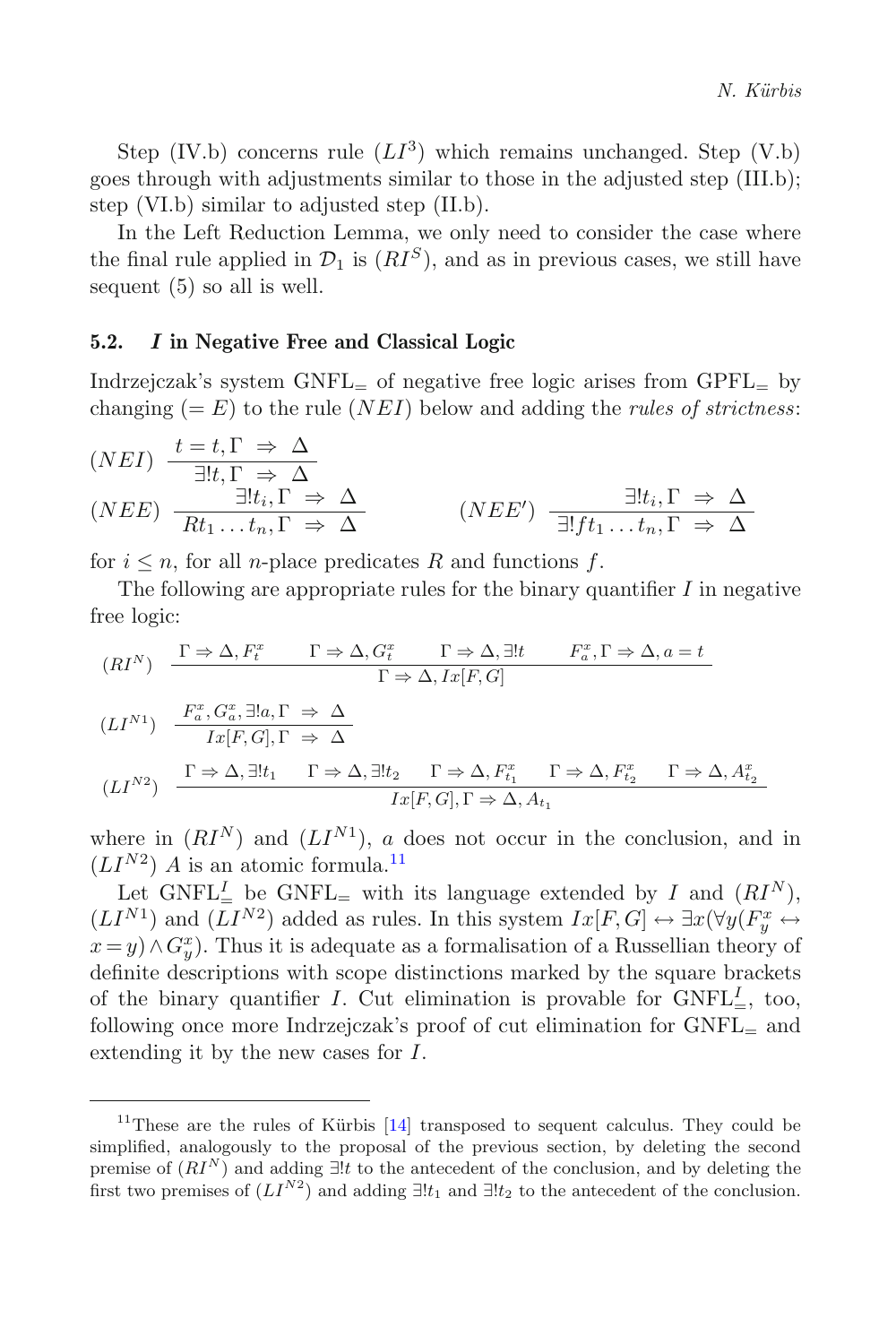Step (IV.b) concerns rule $(LI^3)$ which remains unchanged. Step (V.b) goes through with adjustments similar to those in the adjusted step (III.b); step (VI.b) similar to adjusted step (II.b).

In the Left Reduction Lemma, we only need to consider the case where the final rule applied in $\mathcal{D}_1$ is $(RI^S)$, and as in previous cases, we still have sequent (5) so all is well.

### 5.2. *I* in Negative Free and Classical Logic

Indrzejczak's system GNFL$_=$ of negative free logic arises from GPFL$_=$ by changing $(=E)$ to the rule $(NEI)$ below and adding the *rules of strictness*:

$$(NEI)\ \frac{t = t, \Gamma \ \Rightarrow \ \Delta}{\exists! t, \Gamma \ \Rightarrow \ \Delta}$$

$$(NEE)\ \frac{\exists! t_i, \Gamma \ \Rightarrow \ \Delta}{R t_1 \dots t_n, \Gamma \ \Rightarrow \ \Delta} \qquad (NEE')\ \frac{\exists! t_i, \Gamma \ \Rightarrow \ \Delta}{\exists! f t_1 \dots t_n, \Gamma \ \Rightarrow \ \Delta}$$

for $i \leq n$, for all $n$-place predicates $R$ and functions $f$.

The following are appropriate rules for the binary quantifier $I$ in negative free logic:

$$(RI^N)\ \frac{\Gamma \Rightarrow \Delta, F^x_t \qquad \Gamma \Rightarrow \Delta, G^x_t \qquad \Gamma \Rightarrow \Delta, \exists! t \qquad F^x_a, \Gamma \Rightarrow \Delta, a = t}{\Gamma \Rightarrow \Delta, Ix[F, G]}$$

$$(LI^{N1})\ \frac{F^x_a, G^x_a, \exists! a, \Gamma \ \Rightarrow \ \Delta}{Ix[F, G], \Gamma \ \Rightarrow \ \Delta}$$

$$(LI^{N2})\ \frac{\Gamma \Rightarrow \Delta, \exists! t_1 \qquad \Gamma \Rightarrow \Delta, \exists! t_2 \qquad \Gamma \Rightarrow \Delta, F^x_{t_1} \qquad \Gamma \Rightarrow \Delta, F^x_{t_2} \qquad \Gamma \Rightarrow \Delta, A^x_{t_2}}{Ix[F, G], \Gamma \Rightarrow \Delta, A_{t_1}}$$

where in $(RI^N)$ and $(LI^{N1})$, $a$ does not occur in the conclusion, and in $(LI^{N2})$ $A$ is an atomic formula.[11]

Let GNFL$^I_=$ be GNFL$_=$ with its language extended by $I$ and $(RI^N)$, $(LI^{N1})$ and $(LI^{N2})$ added as rules. In this system $Ix[F, G] \leftrightarrow \exists x(\forall y(F^x_y \leftrightarrow x = y) \wedge G^x_y)$. Thus it is adequate as a formalisation of a Russellian theory of definite descriptions with scope distinctions marked by the square brackets of the binary quantifier $I$. Cut elimination is provable for GNFL$^I_=$, too, following once more Indrzejczak's proof of cut elimination for GNFL$_=$ and extending it by the new cases for $I$.

---

[11] These are the rules of Kürbis [14] transposed to sequent calculus. They could be simplified, analogously to the proposal of the previous section, by deleting the second premise of $(RI^N)$ and adding $\exists! t$ to the antecedent of the conclusion, and by deleting the first two premises of $(LI^{N2})$ and adding $\exists! t_1$ and $\exists! t_2$ to the antecedent of the conclusion.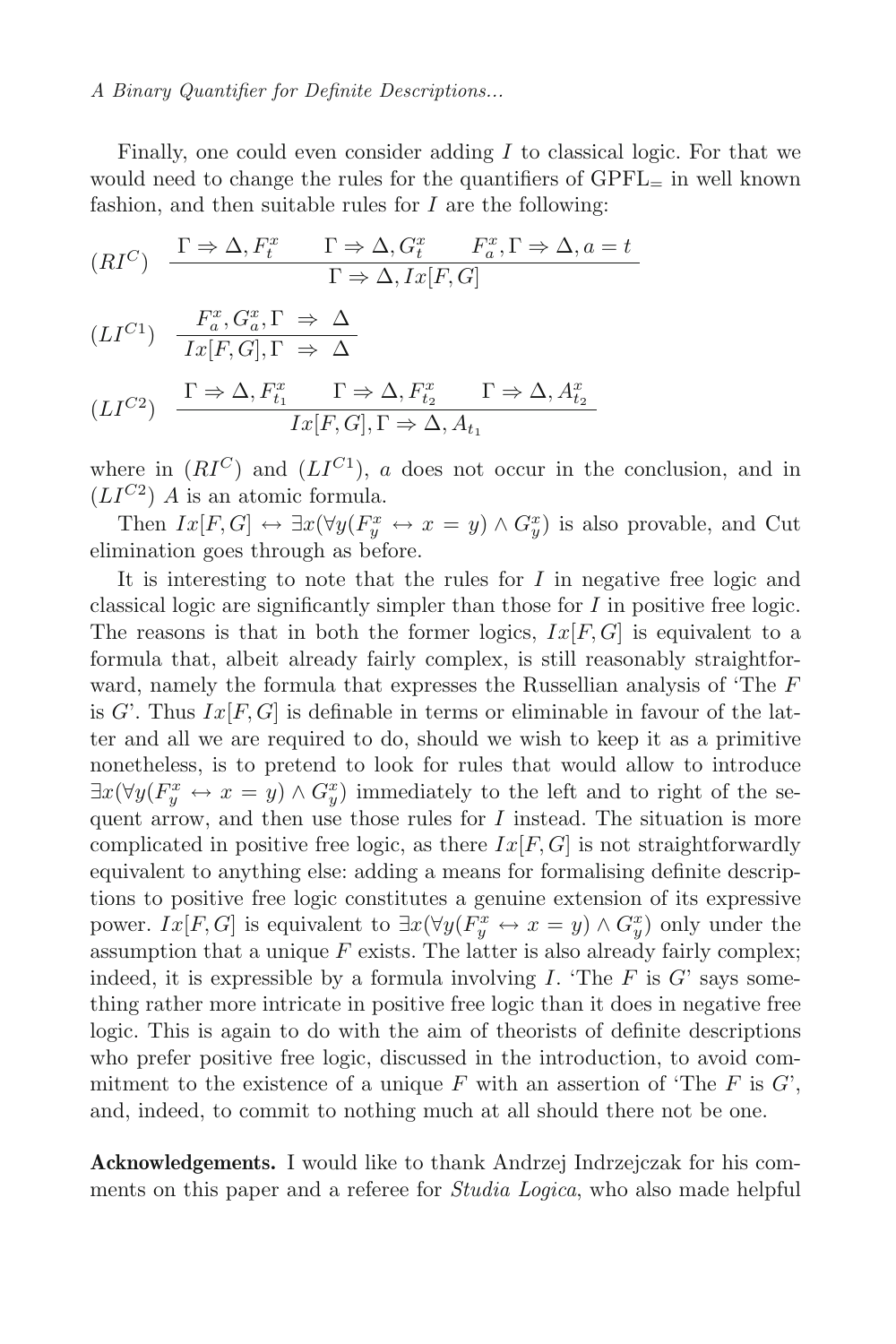Finally, one could even consider adding $I$ to classical logic. For that we would need to change the rules for the quantifiers of $\mathrm{GPFL}_=$ in well known fashion, and then suitable rules for $I$ are the following:

$$(RI^C) \quad \frac{\Gamma \Rightarrow \Delta, F^x_t \qquad \Gamma \Rightarrow \Delta, G^x_t \qquad F^x_a, \Gamma \Rightarrow \Delta, a = t}{\Gamma \Rightarrow \Delta, Ix[F,G]}$$

$$(LI^{C1}) \quad \frac{F^x_a, G^x_a, \Gamma \;\Rightarrow\; \Delta}{Ix[F,G], \Gamma \;\Rightarrow\; \Delta}$$

$$(LI^{C2}) \quad \frac{\Gamma \Rightarrow \Delta, F^x_{t_1} \qquad \Gamma \Rightarrow \Delta, F^x_{t_2} \qquad \Gamma \Rightarrow \Delta, A^x_{t_2}}{Ix[F,G], \Gamma \Rightarrow \Delta, A_{t_1}}$$

where in $(RI^C)$ and $(LI^{C1})$, $a$ does not occur in the conclusion, and in $(LI^{C2})$ $A$ is an atomic formula.

Then $Ix[F,G] \leftrightarrow \exists x(\forall y(F^x_y \leftrightarrow x = y) \wedge G^x_y)$ is also provable, and Cut elimination goes through as before.

It is interesting to note that the rules for $I$ in negative free logic and classical logic are significantly simpler than those for $I$ in positive free logic. The reasons is that in both the former logics, $Ix[F,G]$ is equivalent to a formula that, albeit already fairly complex, is still reasonably straightforward, namely the formula that expresses the Russellian analysis of 'The $F$ is $G$'. Thus $Ix[F,G]$ is definable in terms or eliminable in favour of the latter and all we are required to do, should we wish to keep it as a primitive nonetheless, is to pretend to look for rules that would allow to introduce $\exists x(\forall y(F^x_y \leftrightarrow x = y) \wedge G^x_y)$ immediately to the left and to right of the sequent arrow, and then use those rules for $I$ instead. The situation is more complicated in positive free logic, as there $Ix[F,G]$ is not straightforwardly equivalent to anything else: adding a means for formalising definite descriptions to positive free logic constitutes a genuine extension of its expressive power. $Ix[F,G]$ is equivalent to $\exists x(\forall y(F^x_y \leftrightarrow x = y) \wedge G^x_y)$ only under the assumption that a unique $F$ exists. The latter is also already fairly complex; indeed, it is expressible by a formula involving $I$. 'The $F$ is $G$' says something rather more intricate in positive free logic than it does in negative free logic. This is again to do with the aim of theorists of definite descriptions who prefer positive free logic, discussed in the introduction, to avoid commitment to the existence of a unique $F$ with an assertion of 'The $F$ is $G$', and, indeed, to commit to nothing much at all should there not be one.

**Acknowledgements.** I would like to thank Andrzej Indrzejczak for his comments on this paper and a referee for *Studia Logica*, who also made helpful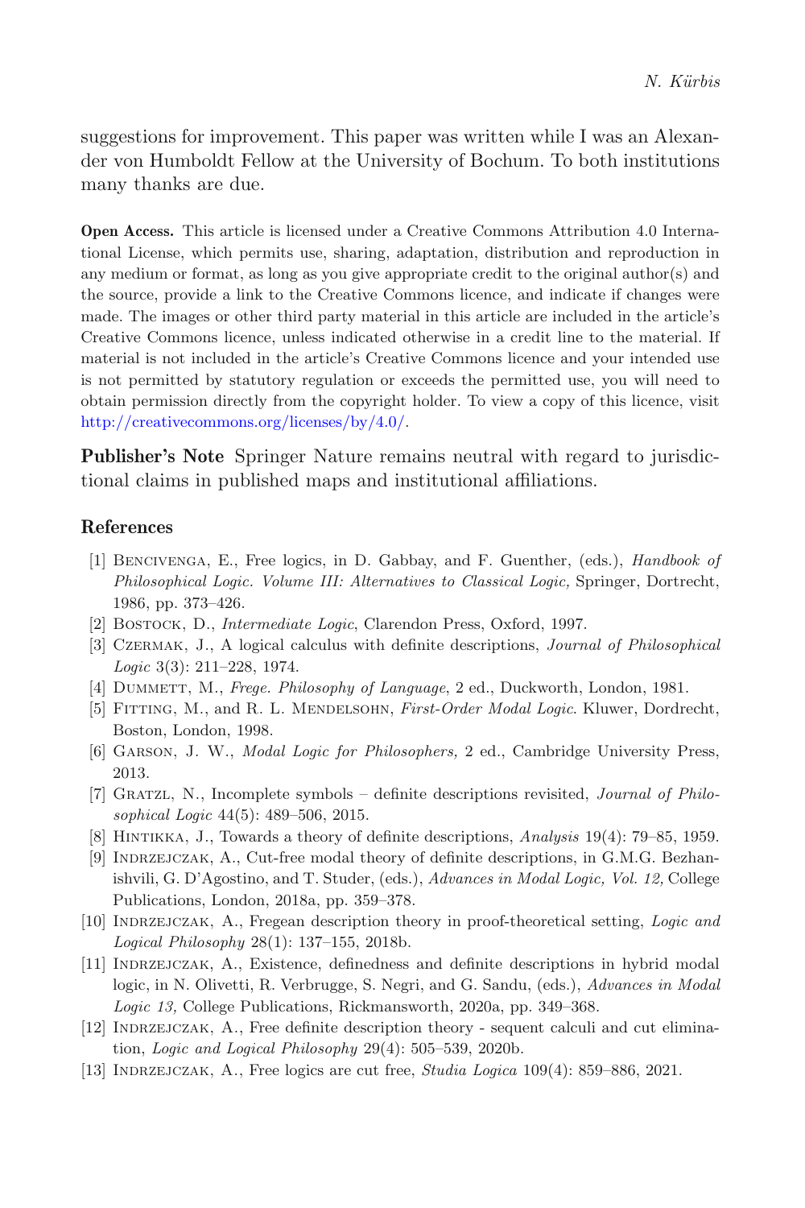suggestions for improvement. This paper was written while I was an Alexander von Humboldt Fellow at the University of Bochum. To both institutions many thanks are due.

**Open Access.** This article is licensed under a Creative Commons Attribution 4.0 International License, which permits use, sharing, adaptation, distribution and reproduction in any medium or format, as long as you give appropriate credit to the original author(s) and the source, provide a link to the Creative Commons licence, and indicate if changes were made. The images or other third party material in this article are included in the article's Creative Commons licence, unless indicated otherwise in a credit line to the material. If material is not included in the article's Creative Commons licence and your intended use is not permitted by statutory regulation or exceeds the permitted use, you will need to obtain permission directly from the copyright holder. To view a copy of this licence, visit http://creativecommons.org/licenses/by/4.0/.

**Publisher's Note** Springer Nature remains neutral with regard to jurisdictional claims in published maps and institutional affiliations.

## References

[1] Bencivenga, E., Free logics, in D. Gabbay, and F. Guenther, (eds.), *Handbook of Philosophical Logic. Volume III: Alternatives to Classical Logic,* Springer, Dortrecht, 1986, pp. 373–426.

[2] Bostock, D., *Intermediate Logic*, Clarendon Press, Oxford, 1997.

[3] Czermak, J., A logical calculus with definite descriptions, *Journal of Philosophical Logic* 3(3): 211–228, 1974.

[4] Dummett, M., *Frege. Philosophy of Language*, 2 ed., Duckworth, London, 1981.

[5] Fitting, M., and R. L. Mendelsohn, *First-Order Modal Logic*. Kluwer, Dordrecht, Boston, London, 1998.

[6] Garson, J. W., *Modal Logic for Philosophers,* 2 ed., Cambridge University Press, 2013.

[7] Gratzl, N., Incomplete symbols – definite descriptions revisited, *Journal of Philosophical Logic* 44(5): 489–506, 2015.

[8] Hintikka, J., Towards a theory of definite descriptions, *Analysis* 19(4): 79–85, 1959.

[9] Indrzejczak, A., Cut-free modal theory of definite descriptions, in G.M.G. Bezhanishvili, G. D'Agostino, and T. Studer, (eds.), *Advances in Modal Logic, Vol. 12,* College Publications, London, 2018a, pp. 359–378.

[10] Indrzejczak, A., Fregean description theory in proof-theoretical setting, *Logic and Logical Philosophy* 28(1): 137–155, 2018b.

[11] Indrzejczak, A., Existence, definedness and definite descriptions in hybrid modal logic, in N. Olivetti, R. Verbrugge, S. Negri, and G. Sandu, (eds.), *Advances in Modal Logic 13,* College Publications, Rickmansworth, 2020a, pp. 349–368.

[12] Indrzejczak, A., Free definite description theory - sequent calculi and cut elimination, *Logic and Logical Philosophy* 29(4): 505–539, 2020b.

[13] Indrzejczak, A., Free logics are cut free, *Studia Logica* 109(4): 859–886, 2021.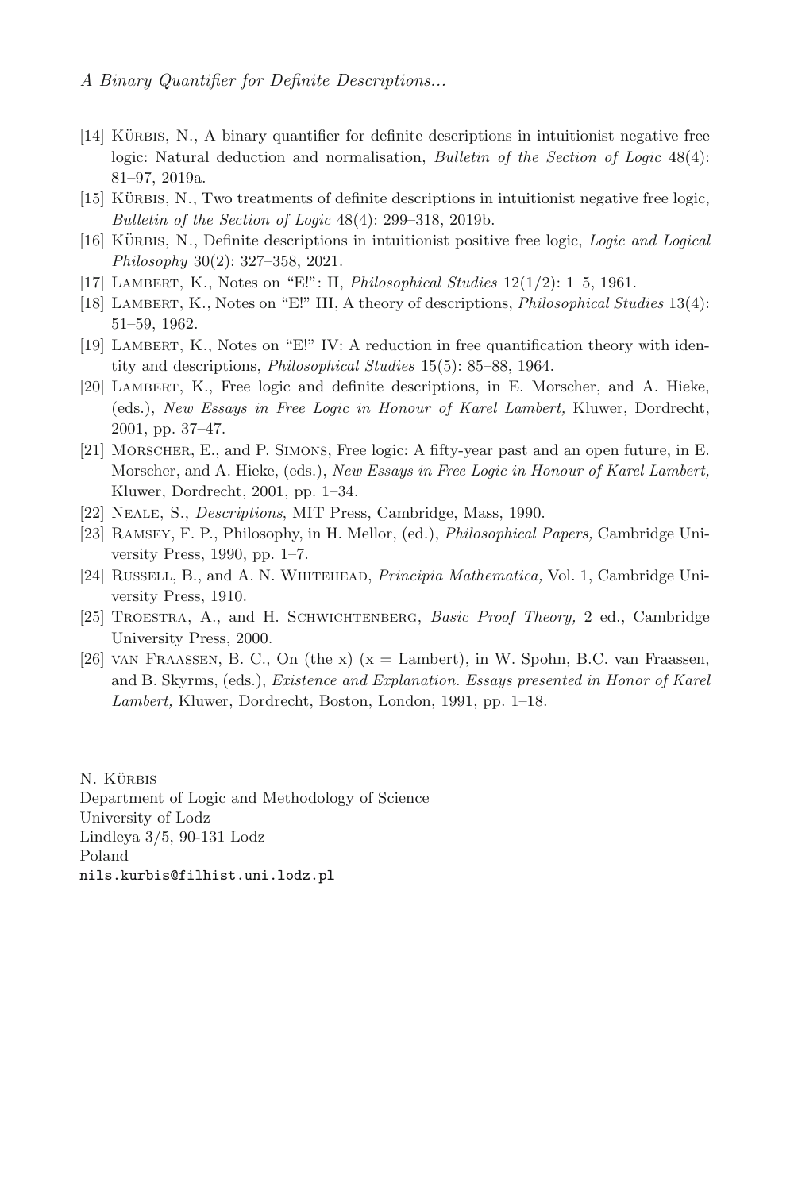[14] Kürbis, N., A binary quantifier for definite descriptions in intuitionist negative free logic: Natural deduction and normalisation, *Bulletin of the Section of Logic* 48(4): 81–97, 2019a.

[15] Kürbis, N., Two treatments of definite descriptions in intuitionist negative free logic, *Bulletin of the Section of Logic* 48(4): 299–318, 2019b.

[16] Kürbis, N., Definite descriptions in intuitionist positive free logic, *Logic and Logical Philosophy* 30(2): 327–358, 2021.

[17] Lambert, K., Notes on "E!": II, *Philosophical Studies* 12(1/2): 1–5, 1961.

[18] Lambert, K., Notes on "E!" III, A theory of descriptions, *Philosophical Studies* 13(4): 51–59, 1962.

[19] Lambert, K., Notes on "E!" IV: A reduction in free quantification theory with identity and descriptions, *Philosophical Studies* 15(5): 85–88, 1964.

[20] Lambert, K., Free logic and definite descriptions, in E. Morscher, and A. Hieke, (eds.), *New Essays in Free Logic in Honour of Karel Lambert,* Kluwer, Dordrecht, 2001, pp. 37–47.

[21] Morscher, E., and P. Simons, Free logic: A fifty-year past and an open future, in E. Morscher, and A. Hieke, (eds.), *New Essays in Free Logic in Honour of Karel Lambert,* Kluwer, Dordrecht, 2001, pp. 1–34.

[22] Neale, S., *Descriptions*, MIT Press, Cambridge, Mass, 1990.

[23] Ramsey, F. P., Philosophy, in H. Mellor, (ed.), *Philosophical Papers,* Cambridge University Press, 1990, pp. 1–7.

[24] Russell, B., and A. N. Whitehead, *Principia Mathematica,* Vol. 1, Cambridge University Press, 1910.

[25] Troestra, A., and H. Schwichtenberg, *Basic Proof Theory,* 2 ed., Cambridge University Press, 2000.

[26] van Fraassen, B. C., On (the x) (x = Lambert), in W. Spohn, B.C. van Fraassen, and B. Skyrms, (eds.), *Existence and Explanation. Essays presented in Honor of Karel Lambert,* Kluwer, Dordrecht, Boston, London, 1991, pp. 1–18.

N. Kürbis
Department of Logic and Methodology of Science
University of Lodz
Lindleya 3/5, 90-131 Lodz
Poland
nils.kurbis@filhist.uni.lodz.pl